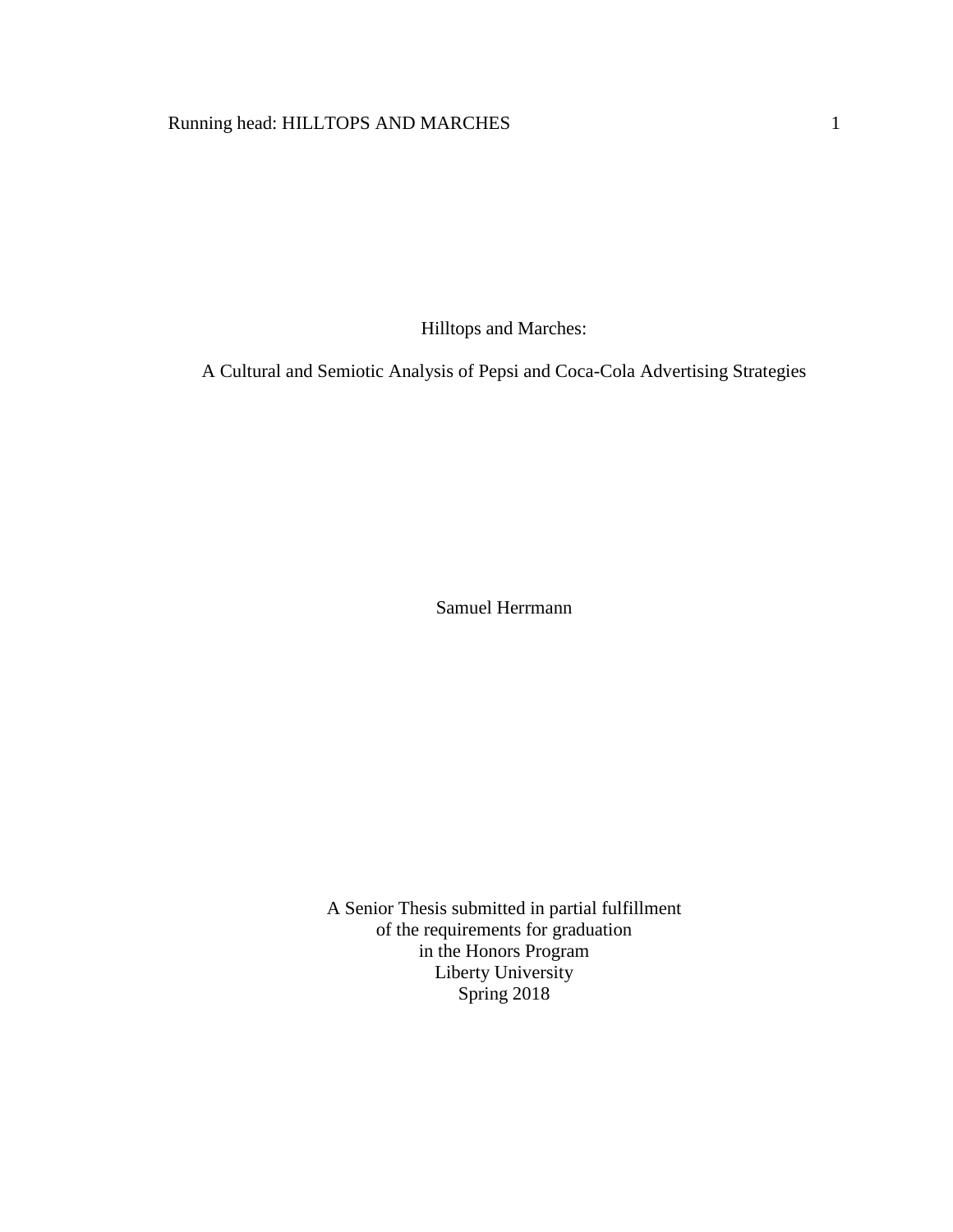# Hilltops and Marches:

## A Cultural and Semiotic Analysis of Pepsi and Coca-Cola Advertising Strategies

Samuel Herrmann

A Senior Thesis submitted in partial fulfillment
of the requirements for graduation
in the Honors Program
Liberty University
Spring 2018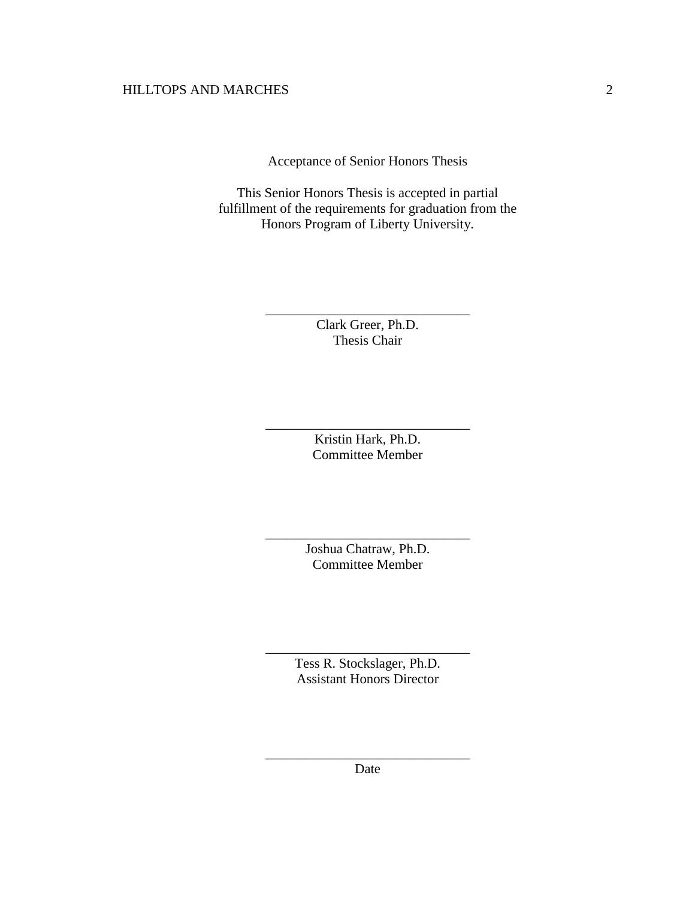Acceptance of Senior Honors Thesis

This Senior Honors Thesis is accepted in partial fulfillment of the requirements for graduation from the Honors Program of Liberty University.

______________________________
Clark Greer, Ph.D.
Thesis Chair

______________________________
Kristin Hark, Ph.D.
Committee Member

______________________________
Joshua Chatraw, Ph.D.
Committee Member

______________________________
Tess R. Stockslager, Ph.D.
Assistant Honors Director

______________________________
Date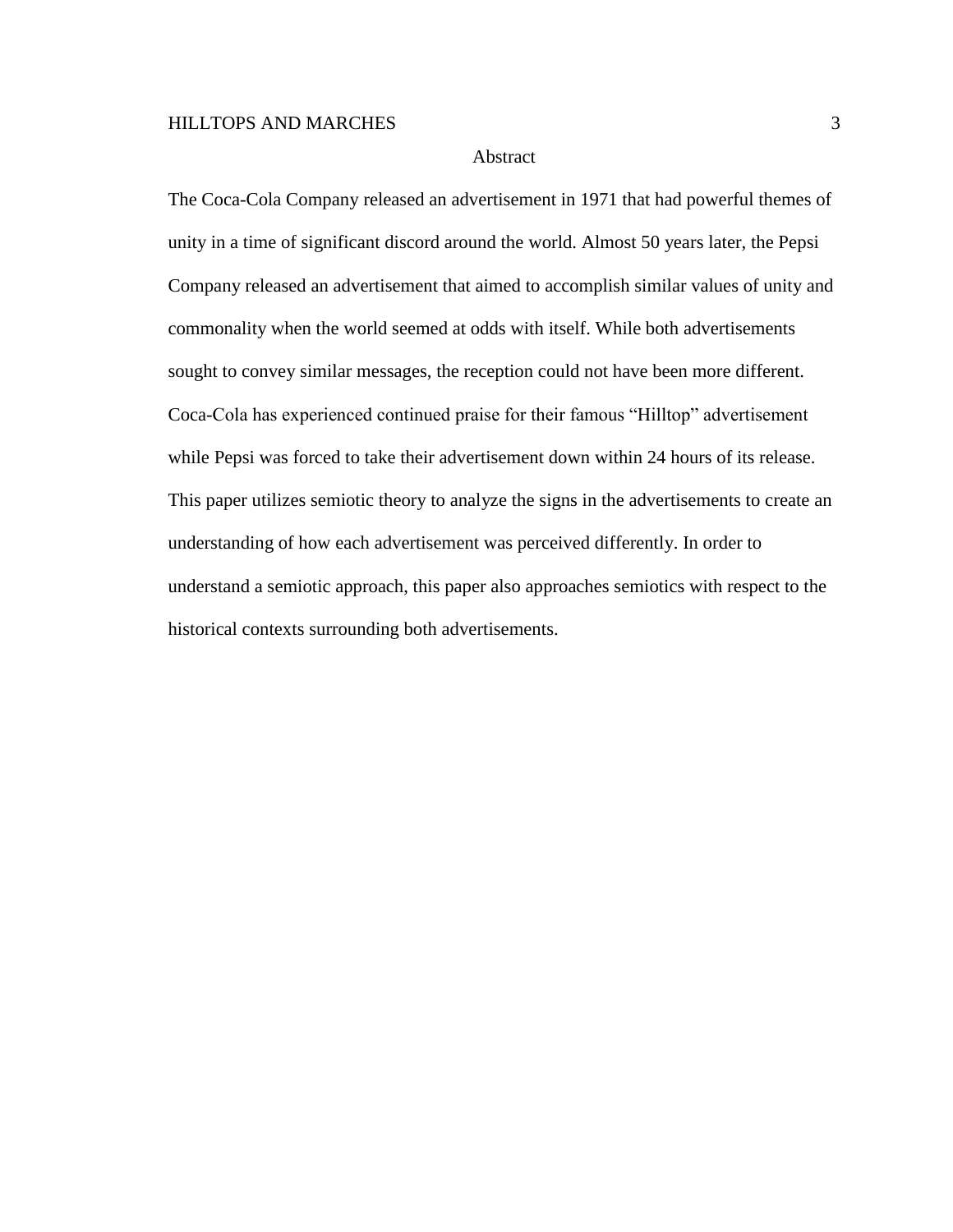# Abstract

The Coca-Cola Company released an advertisement in 1971 that had powerful themes of unity in a time of significant discord around the world. Almost 50 years later, the Pepsi Company released an advertisement that aimed to accomplish similar values of unity and commonality when the world seemed at odds with itself. While both advertisements sought to convey similar messages, the reception could not have been more different. Coca-Cola has experienced continued praise for their famous "Hilltop" advertisement while Pepsi was forced to take their advertisement down within 24 hours of its release. This paper utilizes semiotic theory to analyze the signs in the advertisements to create an understanding of how each advertisement was perceived differently. In order to understand a semiotic approach, this paper also approaches semiotics with respect to the historical contexts surrounding both advertisements.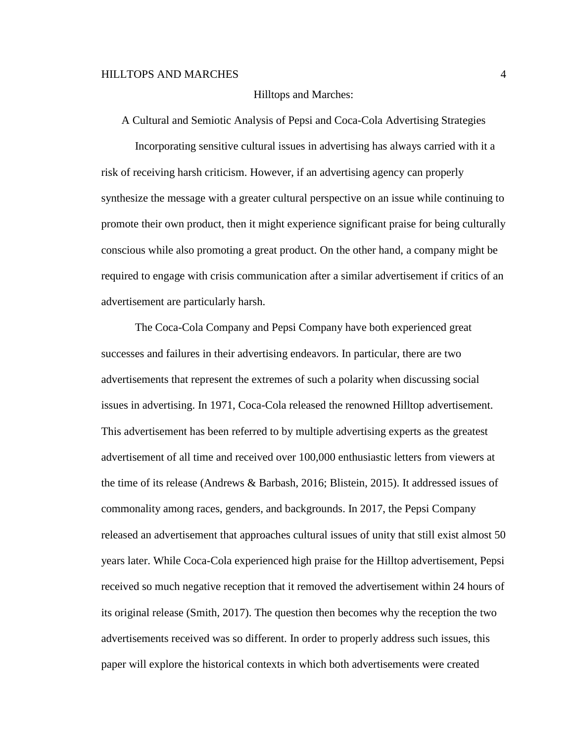# Hilltops and Marches:

## A Cultural and Semiotic Analysis of Pepsi and Coca-Cola Advertising Strategies

Incorporating sensitive cultural issues in advertising has always carried with it a risk of receiving harsh criticism. However, if an advertising agency can properly synthesize the message with a greater cultural perspective on an issue while continuing to promote their own product, then it might experience significant praise for being culturally conscious while also promoting a great product. On the other hand, a company might be required to engage with crisis communication after a similar advertisement if critics of an advertisement are particularly harsh.

The Coca-Cola Company and Pepsi Company have both experienced great successes and failures in their advertising endeavors. In particular, there are two advertisements that represent the extremes of such a polarity when discussing social issues in advertising. In 1971, Coca-Cola released the renowned Hilltop advertisement. This advertisement has been referred to by multiple advertising experts as the greatest advertisement of all time and received over 100,000 enthusiastic letters from viewers at the time of its release (Andrews & Barbash, 2016; Blistein, 2015). It addressed issues of commonality among races, genders, and backgrounds. In 2017, the Pepsi Company released an advertisement that approaches cultural issues of unity that still exist almost 50 years later. While Coca-Cola experienced high praise for the Hilltop advertisement, Pepsi received so much negative reception that it removed the advertisement within 24 hours of its original release (Smith, 2017). The question then becomes why the reception the two advertisements received was so different. In order to properly address such issues, this paper will explore the historical contexts in which both advertisements were created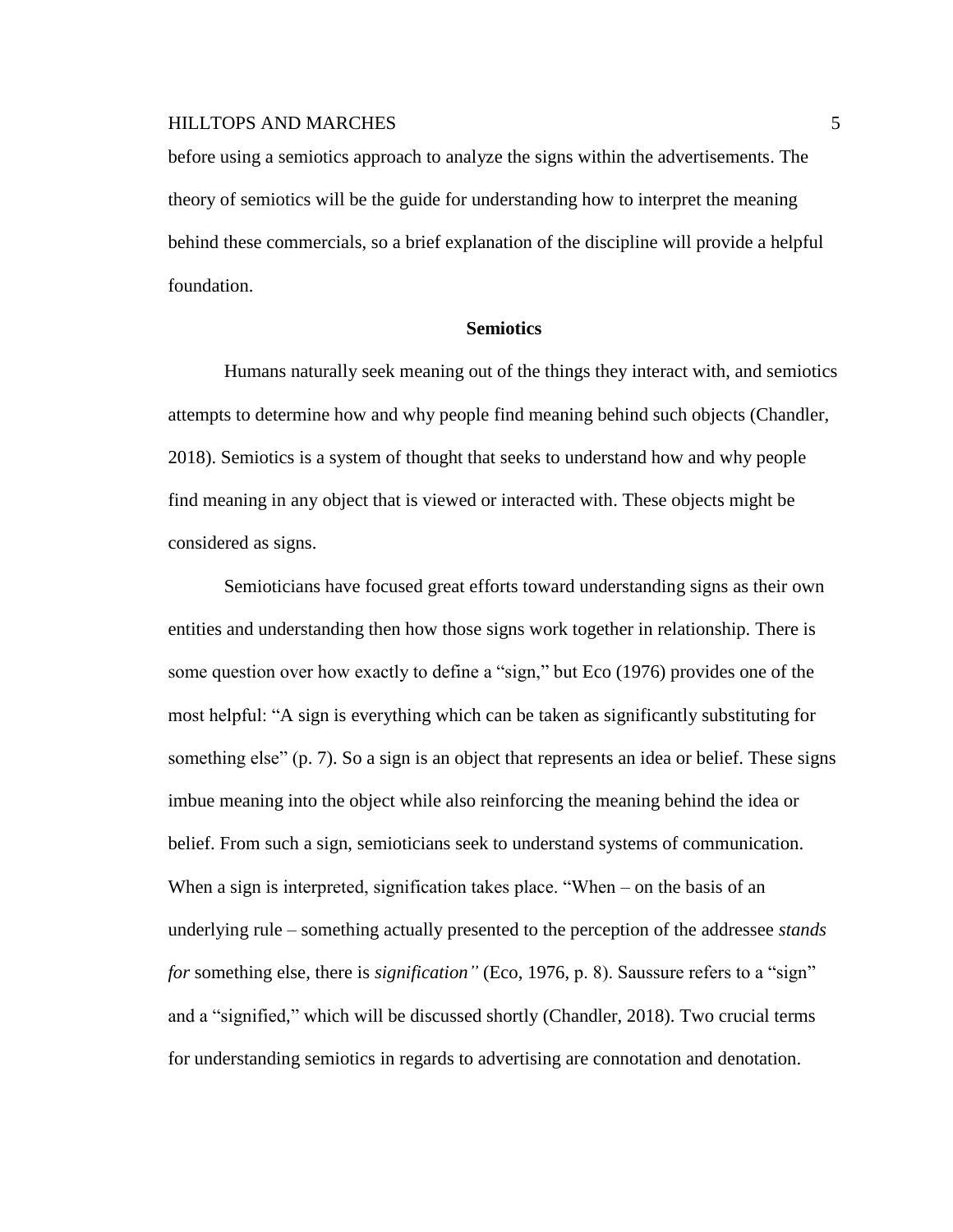before using a semiotics approach to analyze the signs within the advertisements. The theory of semiotics will be the guide for understanding how to interpret the meaning behind these commercials, so a brief explanation of the discipline will provide a helpful foundation.

## Semiotics

Humans naturally seek meaning out of the things they interact with, and semiotics attempts to determine how and why people find meaning behind such objects (Chandler, 2018). Semiotics is a system of thought that seeks to understand how and why people find meaning in any object that is viewed or interacted with. These objects might be considered as signs.

Semioticians have focused great efforts toward understanding signs as their own entities and understanding then how those signs work together in relationship. There is some question over how exactly to define a "sign," but Eco (1976) provides one of the most helpful: "A sign is everything which can be taken as significantly substituting for something else" (p. 7). So a sign is an object that represents an idea or belief. These signs imbue meaning into the object while also reinforcing the meaning behind the idea or belief. From such a sign, semioticians seek to understand systems of communication. When a sign is interpreted, signification takes place. "When – on the basis of an underlying rule – something actually presented to the perception of the addressee *stands for* something else, there is *signification"* (Eco, 1976, p. 8). Saussure refers to a "sign" and a "signified," which will be discussed shortly (Chandler, 2018). Two crucial terms for understanding semiotics in regards to advertising are connotation and denotation.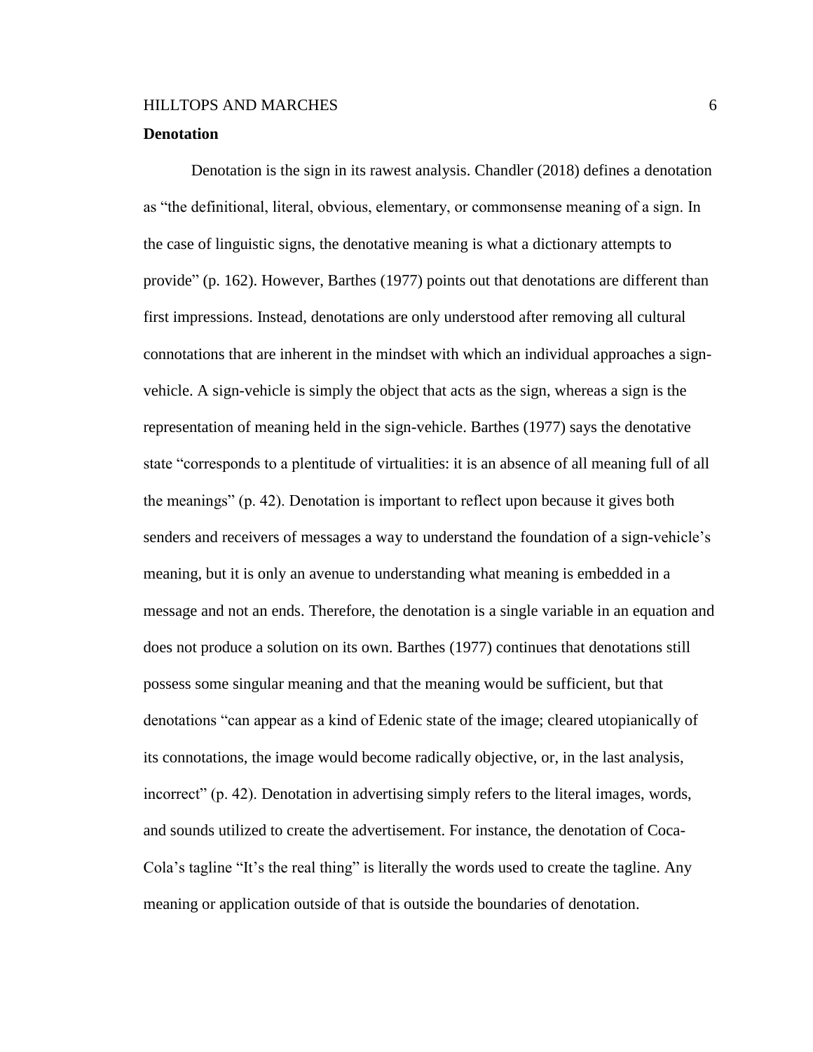## Denotation

Denotation is the sign in its rawest analysis. Chandler (2018) defines a denotation as "the definitional, literal, obvious, elementary, or commonsense meaning of a sign. In the case of linguistic signs, the denotative meaning is what a dictionary attempts to provide" (p. 162). However, Barthes (1977) points out that denotations are different than first impressions. Instead, denotations are only understood after removing all cultural connotations that are inherent in the mindset with which an individual approaches a sign-vehicle. A sign-vehicle is simply the object that acts as the sign, whereas a sign is the representation of meaning held in the sign-vehicle. Barthes (1977) says the denotative state "corresponds to a plentitude of virtualities: it is an absence of all meaning full of all the meanings" (p. 42). Denotation is important to reflect upon because it gives both senders and receivers of messages a way to understand the foundation of a sign-vehicle's meaning, but it is only an avenue to understanding what meaning is embedded in a message and not an ends. Therefore, the denotation is a single variable in an equation and does not produce a solution on its own. Barthes (1977) continues that denotations still possess some singular meaning and that the meaning would be sufficient, but that denotations "can appear as a kind of Edenic state of the image; cleared utopianically of its connotations, the image would become radically objective, or, in the last analysis, incorrect" (p. 42). Denotation in advertising simply refers to the literal images, words, and sounds utilized to create the advertisement. For instance, the denotation of Coca-Cola's tagline "It's the real thing" is literally the words used to create the tagline. Any meaning or application outside of that is outside the boundaries of denotation.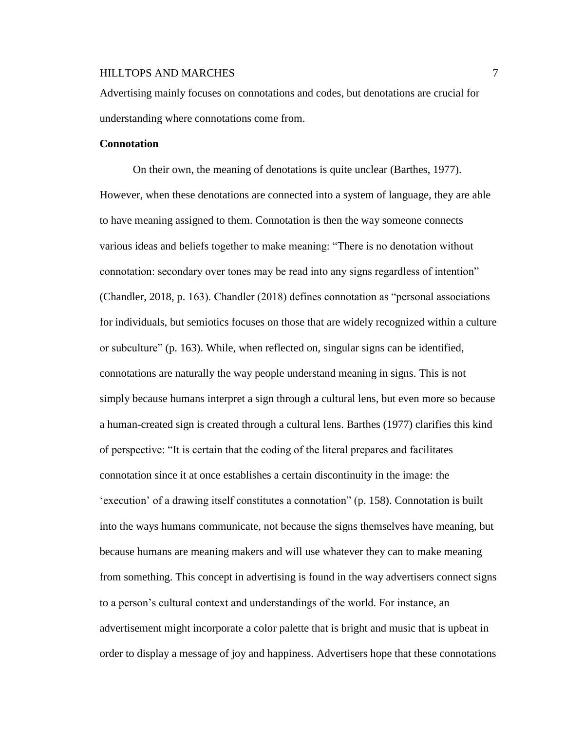Advertising mainly focuses on connotations and codes, but denotations are crucial for understanding where connotations come from.

### Connotation

On their own, the meaning of denotations is quite unclear (Barthes, 1977). However, when these denotations are connected into a system of language, they are able to have meaning assigned to them. Connotation is then the way someone connects various ideas and beliefs together to make meaning: "There is no denotation without connotation: secondary over tones may be read into any signs regardless of intention" (Chandler, 2018, p. 163). Chandler (2018) defines connotation as "personal associations for individuals, but semiotics focuses on those that are widely recognized within a culture or subculture" (p. 163). While, when reflected on, singular signs can be identified, connotations are naturally the way people understand meaning in signs. This is not simply because humans interpret a sign through a cultural lens, but even more so because a human-created sign is created through a cultural lens. Barthes (1977) clarifies this kind of perspective: "It is certain that the coding of the literal prepares and facilitates connotation since it at once establishes a certain discontinuity in the image: the 'execution' of a drawing itself constitutes a connotation" (p. 158). Connotation is built into the ways humans communicate, not because the signs themselves have meaning, but because humans are meaning makers and will use whatever they can to make meaning from something. This concept in advertising is found in the way advertisers connect signs to a person's cultural context and understandings of the world. For instance, an advertisement might incorporate a color palette that is bright and music that is upbeat in order to display a message of joy and happiness. Advertisers hope that these connotations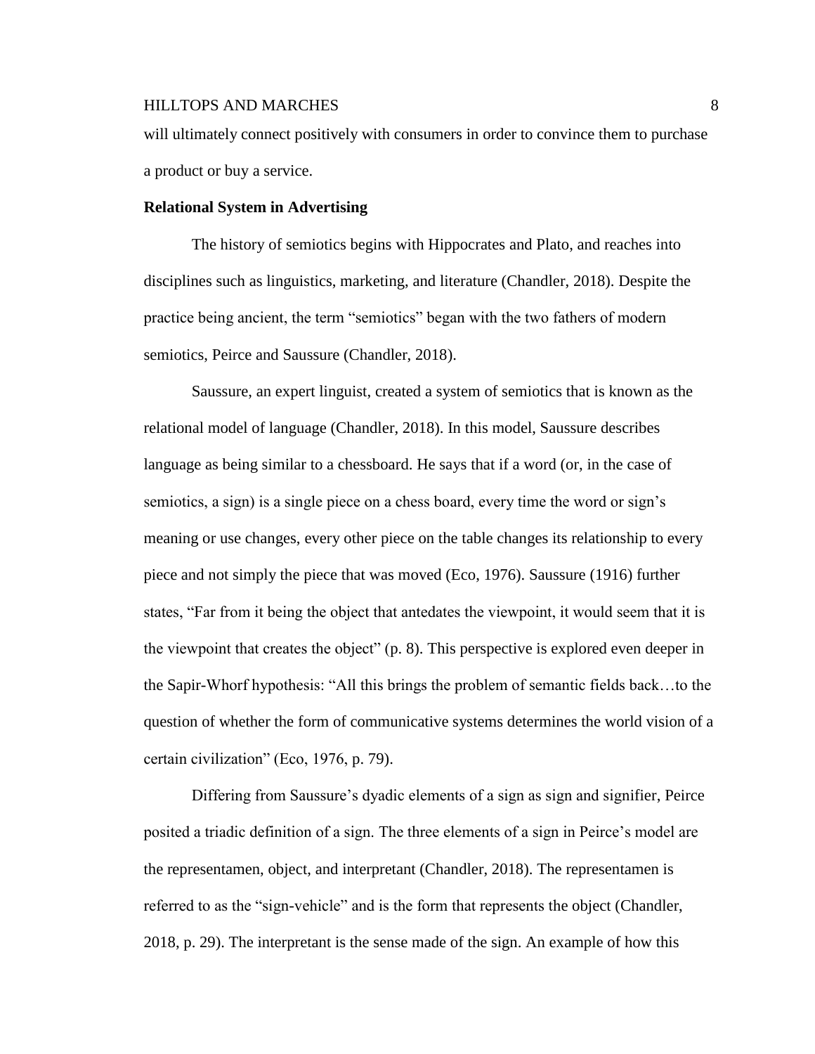will ultimately connect positively with consumers in order to convince them to purchase a product or buy a service.

**Relational System in Advertising**

The history of semiotics begins with Hippocrates and Plato, and reaches into disciplines such as linguistics, marketing, and literature (Chandler, 2018). Despite the practice being ancient, the term "semiotics" began with the two fathers of modern semiotics, Peirce and Saussure (Chandler, 2018).

Saussure, an expert linguist, created a system of semiotics that is known as the relational model of language (Chandler, 2018). In this model, Saussure describes language as being similar to a chessboard. He says that if a word (or, in the case of semiotics, a sign) is a single piece on a chess board, every time the word or sign's meaning or use changes, every other piece on the table changes its relationship to every piece and not simply the piece that was moved (Eco, 1976). Saussure (1916) further states, "Far from it being the object that antedates the viewpoint, it would seem that it is the viewpoint that creates the object" (p. 8). This perspective is explored even deeper in the Sapir-Whorf hypothesis: "All this brings the problem of semantic fields back…to the question of whether the form of communicative systems determines the world vision of a certain civilization" (Eco, 1976, p. 79).

Differing from Saussure's dyadic elements of a sign as sign and signifier, Peirce posited a triadic definition of a sign. The three elements of a sign in Peirce's model are the representamen, object, and interpretant (Chandler, 2018). The representamen is referred to as the "sign-vehicle" and is the form that represents the object (Chandler, 2018, p. 29). The interpretant is the sense made of the sign. An example of how this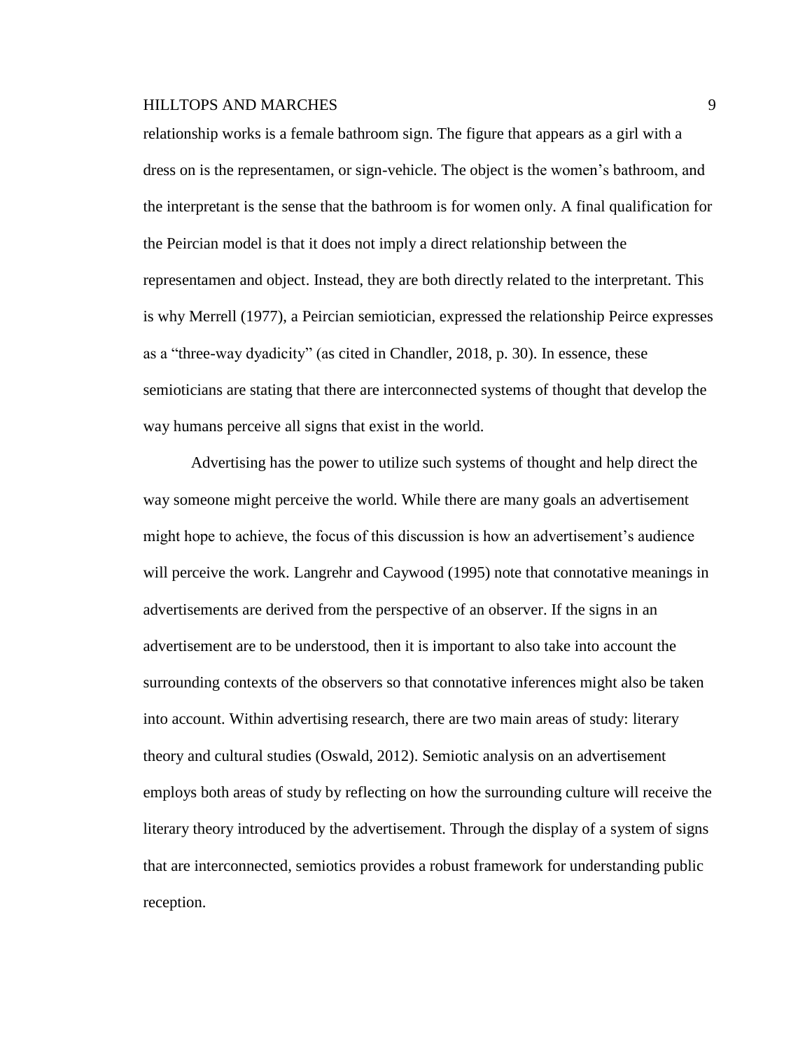relationship works is a female bathroom sign. The figure that appears as a girl with a dress on is the representamen, or sign-vehicle. The object is the women's bathroom, and the interpretant is the sense that the bathroom is for women only. A final qualification for the Peircian model is that it does not imply a direct relationship between the representamen and object. Instead, they are both directly related to the interpretant. This is why Merrell (1977), a Peircian semiotician, expressed the relationship Peirce expresses as a "three-way dyadicity" (as cited in Chandler, 2018, p. 30). In essence, these semioticians are stating that there are interconnected systems of thought that develop the way humans perceive all signs that exist in the world.

Advertising has the power to utilize such systems of thought and help direct the way someone might perceive the world. While there are many goals an advertisement might hope to achieve, the focus of this discussion is how an advertisement's audience will perceive the work. Langrehr and Caywood (1995) note that connotative meanings in advertisements are derived from the perspective of an observer. If the signs in an advertisement are to be understood, then it is important to also take into account the surrounding contexts of the observers so that connotative inferences might also be taken into account. Within advertising research, there are two main areas of study: literary theory and cultural studies (Oswald, 2012). Semiotic analysis on an advertisement employs both areas of study by reflecting on how the surrounding culture will receive the literary theory introduced by the advertisement. Through the display of a system of signs that are interconnected, semiotics provides a robust framework for understanding public reception.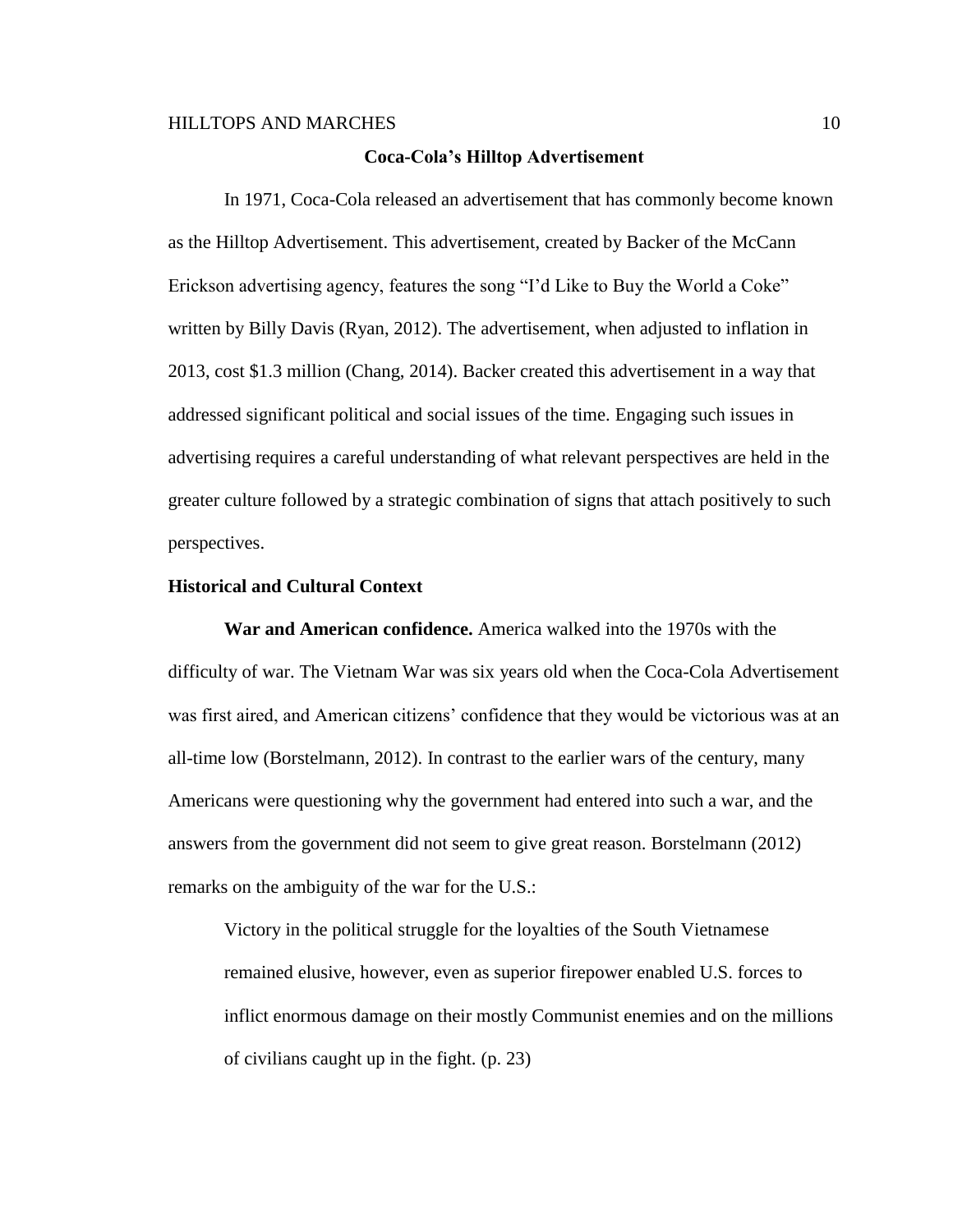## Coca-Cola's Hilltop Advertisement

In 1971, Coca-Cola released an advertisement that has commonly become known as the Hilltop Advertisement. This advertisement, created by Backer of the McCann Erickson advertising agency, features the song "I'd Like to Buy the World a Coke" written by Billy Davis (Ryan, 2012). The advertisement, when adjusted to inflation in 2013, cost $1.3 million (Chang, 2014). Backer created this advertisement in a way that addressed significant political and social issues of the time. Engaging such issues in advertising requires a careful understanding of what relevant perspectives are held in the greater culture followed by a strategic combination of signs that attach positively to such perspectives.

### Historical and Cultural Context

**War and American confidence.** America walked into the 1970s with the difficulty of war. The Vietnam War was six years old when the Coca-Cola Advertisement was first aired, and American citizens' confidence that they would be victorious was at an all-time low (Borstelmann, 2012). In contrast to the earlier wars of the century, many Americans were questioning why the government had entered into such a war, and the answers from the government did not seem to give great reason. Borstelmann (2012) remarks on the ambiguity of the war for the U.S.:

> Victory in the political struggle for the loyalties of the South Vietnamese remained elusive, however, even as superior firepower enabled U.S. forces to inflict enormous damage on their mostly Communist enemies and on the millions of civilians caught up in the fight. (p. 23)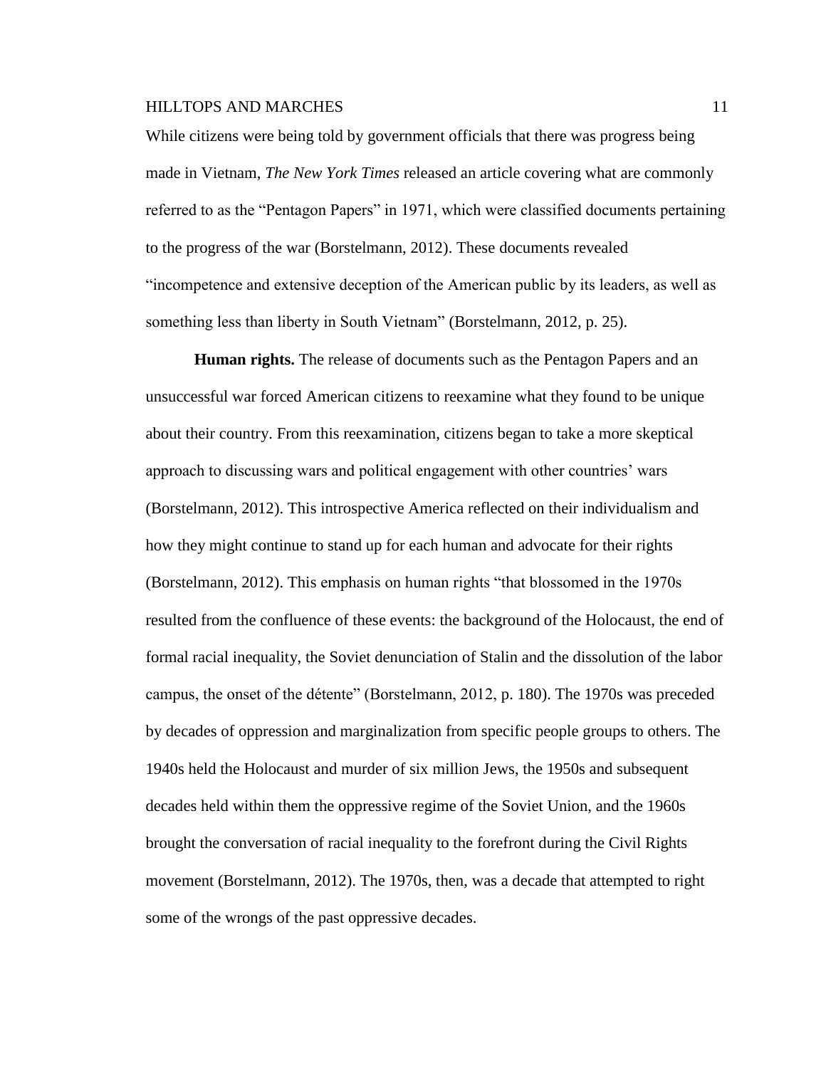While citizens were being told by government officials that there was progress being made in Vietnam, *The New York Times* released an article covering what are commonly referred to as the "Pentagon Papers" in 1971, which were classified documents pertaining to the progress of the war (Borstelmann, 2012). These documents revealed "incompetence and extensive deception of the American public by its leaders, as well as something less than liberty in South Vietnam" (Borstelmann, 2012, p. 25).

**Human rights.** The release of documents such as the Pentagon Papers and an unsuccessful war forced American citizens to reexamine what they found to be unique about their country. From this reexamination, citizens began to take a more skeptical approach to discussing wars and political engagement with other countries' wars (Borstelmann, 2012). This introspective America reflected on their individualism and how they might continue to stand up for each human and advocate for their rights (Borstelmann, 2012). This emphasis on human rights "that blossomed in the 1970s resulted from the confluence of these events: the background of the Holocaust, the end of formal racial inequality, the Soviet denunciation of Stalin and the dissolution of the labor campus, the onset of the détente" (Borstelmann, 2012, p. 180). The 1970s was preceded by decades of oppression and marginalization from specific people groups to others. The 1940s held the Holocaust and murder of six million Jews, the 1950s and subsequent decades held within them the oppressive regime of the Soviet Union, and the 1960s brought the conversation of racial inequality to the forefront during the Civil Rights movement (Borstelmann, 2012). The 1970s, then, was a decade that attempted to right some of the wrongs of the past oppressive decades.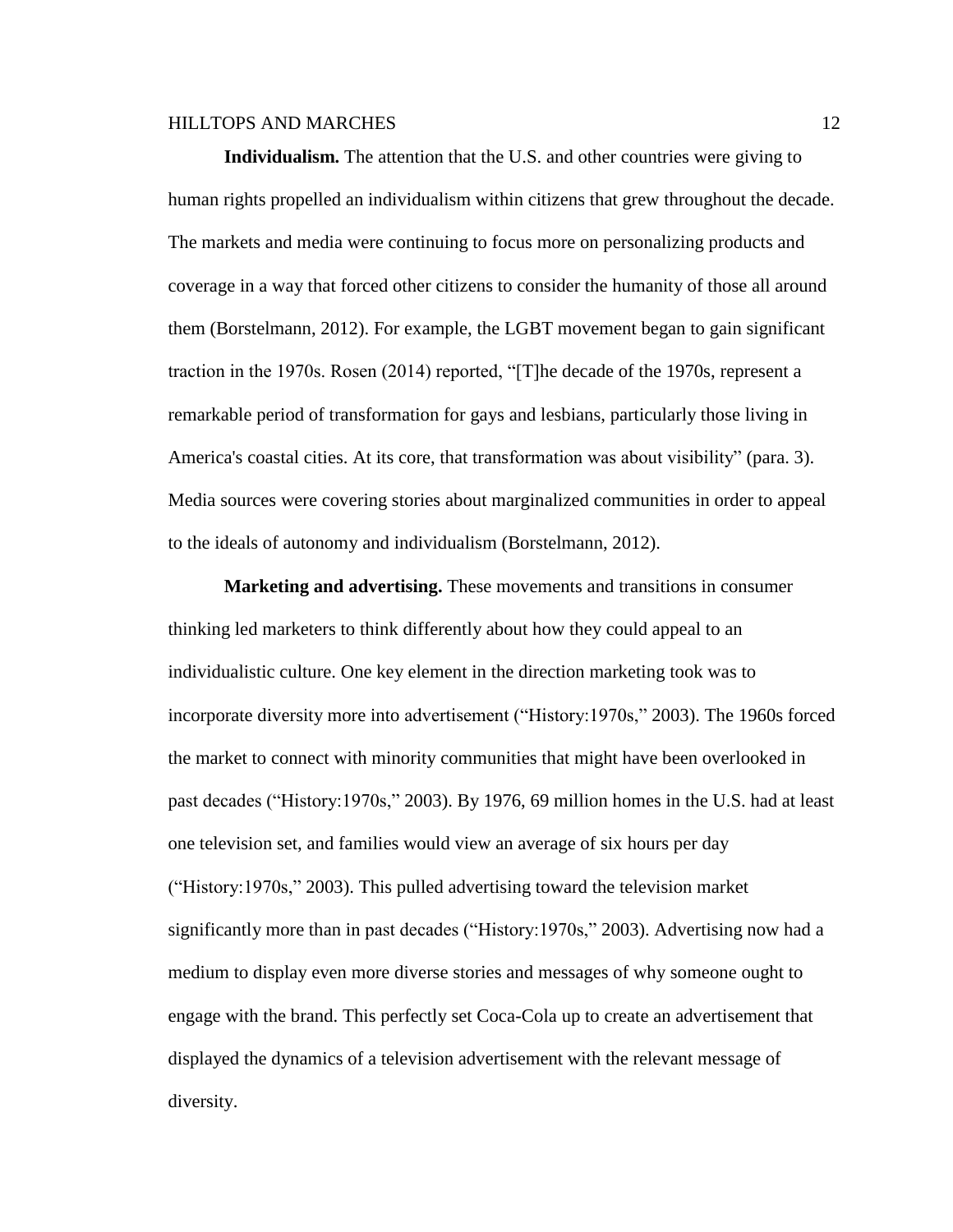**Individualism.** The attention that the U.S. and other countries were giving to human rights propelled an individualism within citizens that grew throughout the decade. The markets and media were continuing to focus more on personalizing products and coverage in a way that forced other citizens to consider the humanity of those all around them (Borstelmann, 2012). For example, the LGBT movement began to gain significant traction in the 1970s. Rosen (2014) reported, "[T]he decade of the 1970s, represent a remarkable period of transformation for gays and lesbians, particularly those living in America's coastal cities. At its core, that transformation was about visibility" (para. 3). Media sources were covering stories about marginalized communities in order to appeal to the ideals of autonomy and individualism (Borstelmann, 2012).

**Marketing and advertising.** These movements and transitions in consumer thinking led marketers to think differently about how they could appeal to an individualistic culture. One key element in the direction marketing took was to incorporate diversity more into advertisement ("History:1970s," 2003). The 1960s forced the market to connect with minority communities that might have been overlooked in past decades ("History:1970s," 2003). By 1976, 69 million homes in the U.S. had at least one television set, and families would view an average of six hours per day ("History:1970s," 2003). This pulled advertising toward the television market significantly more than in past decades ("History:1970s," 2003). Advertising now had a medium to display even more diverse stories and messages of why someone ought to engage with the brand. This perfectly set Coca-Cola up to create an advertisement that displayed the dynamics of a television advertisement with the relevant message of diversity.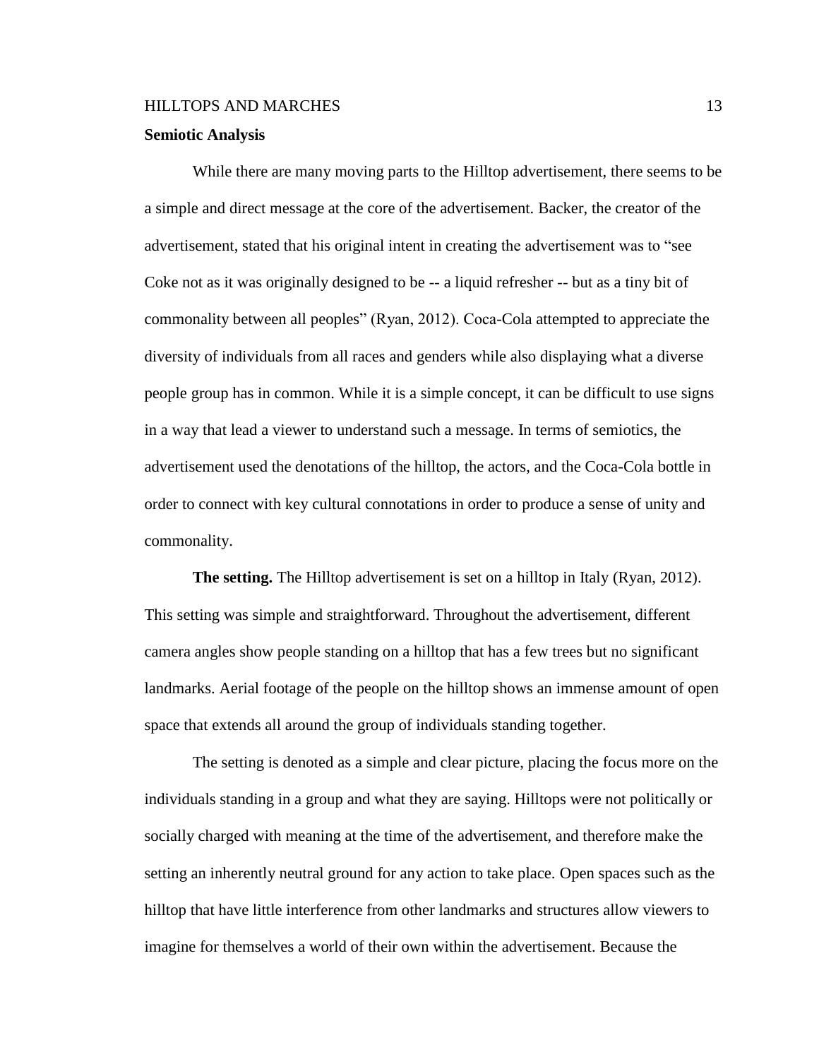## Semiotic Analysis

While there are many moving parts to the Hilltop advertisement, there seems to be a simple and direct message at the core of the advertisement. Backer, the creator of the advertisement, stated that his original intent in creating the advertisement was to "see Coke not as it was originally designed to be -- a liquid refresher -- but as a tiny bit of commonality between all peoples" (Ryan, 2012). Coca-Cola attempted to appreciate the diversity of individuals from all races and genders while also displaying what a diverse people group has in common. While it is a simple concept, it can be difficult to use signs in a way that lead a viewer to understand such a message. In terms of semiotics, the advertisement used the denotations of the hilltop, the actors, and the Coca-Cola bottle in order to connect with key cultural connotations in order to produce a sense of unity and commonality.

**The setting.** The Hilltop advertisement is set on a hilltop in Italy (Ryan, 2012). This setting was simple and straightforward. Throughout the advertisement, different camera angles show people standing on a hilltop that has a few trees but no significant landmarks. Aerial footage of the people on the hilltop shows an immense amount of open space that extends all around the group of individuals standing together.

The setting is denoted as a simple and clear picture, placing the focus more on the individuals standing in a group and what they are saying. Hilltops were not politically or socially charged with meaning at the time of the advertisement, and therefore make the setting an inherently neutral ground for any action to take place. Open spaces such as the hilltop that have little interference from other landmarks and structures allow viewers to imagine for themselves a world of their own within the advertisement. Because the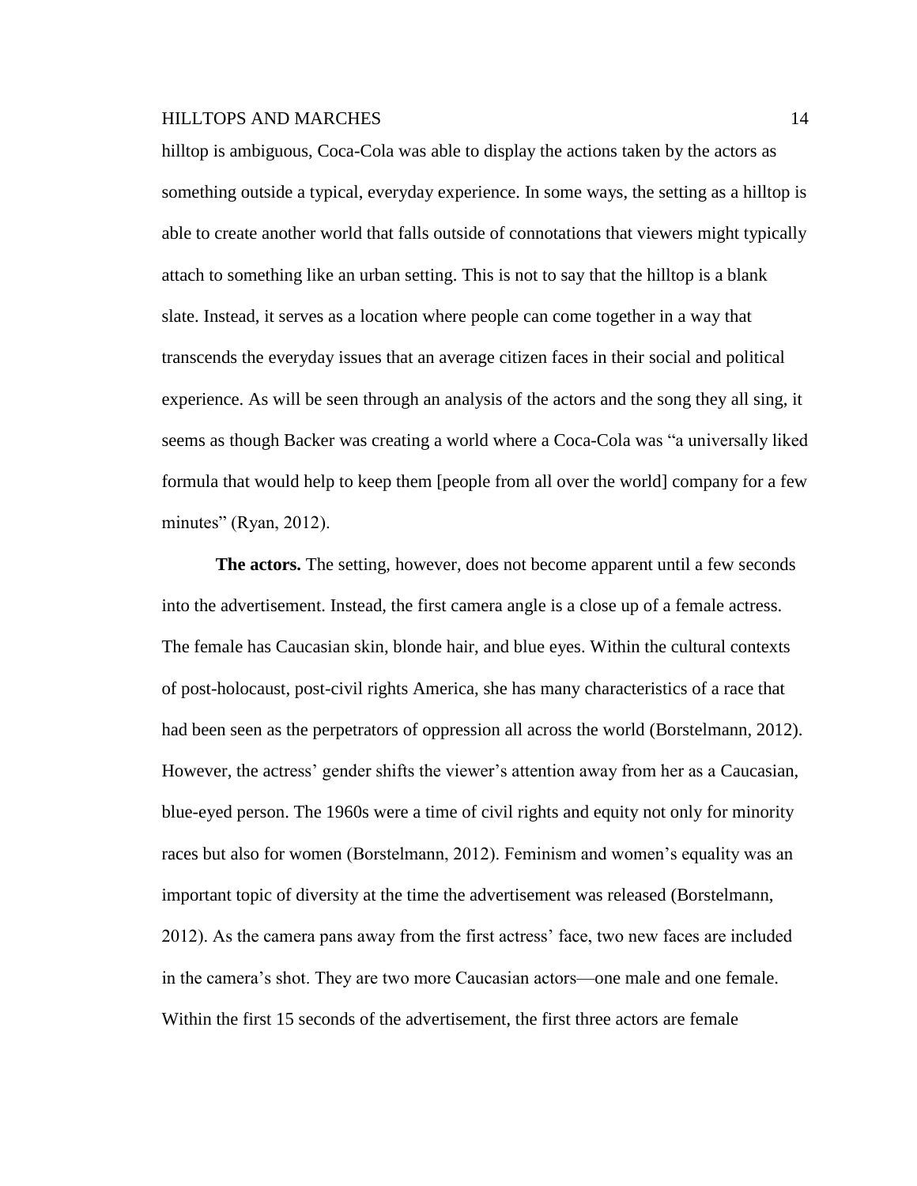hilltop is ambiguous, Coca-Cola was able to display the actions taken by the actors as something outside a typical, everyday experience. In some ways, the setting as a hilltop is able to create another world that falls outside of connotations that viewers might typically attach to something like an urban setting. This is not to say that the hilltop is a blank slate. Instead, it serves as a location where people can come together in a way that transcends the everyday issues that an average citizen faces in their social and political experience. As will be seen through an analysis of the actors and the song they all sing, it seems as though Backer was creating a world where a Coca-Cola was "a universally liked formula that would help to keep them [people from all over the world] company for a few minutes" (Ryan, 2012).

**The actors.** The setting, however, does not become apparent until a few seconds into the advertisement. Instead, the first camera angle is a close up of a female actress. The female has Caucasian skin, blonde hair, and blue eyes. Within the cultural contexts of post-holocaust, post-civil rights America, she has many characteristics of a race that had been seen as the perpetrators of oppression all across the world (Borstelmann, 2012). However, the actress' gender shifts the viewer's attention away from her as a Caucasian, blue-eyed person. The 1960s were a time of civil rights and equity not only for minority races but also for women (Borstelmann, 2012). Feminism and women's equality was an important topic of diversity at the time the advertisement was released (Borstelmann, 2012). As the camera pans away from the first actress' face, two new faces are included in the camera's shot. They are two more Caucasian actors—one male and one female. Within the first 15 seconds of the advertisement, the first three actors are female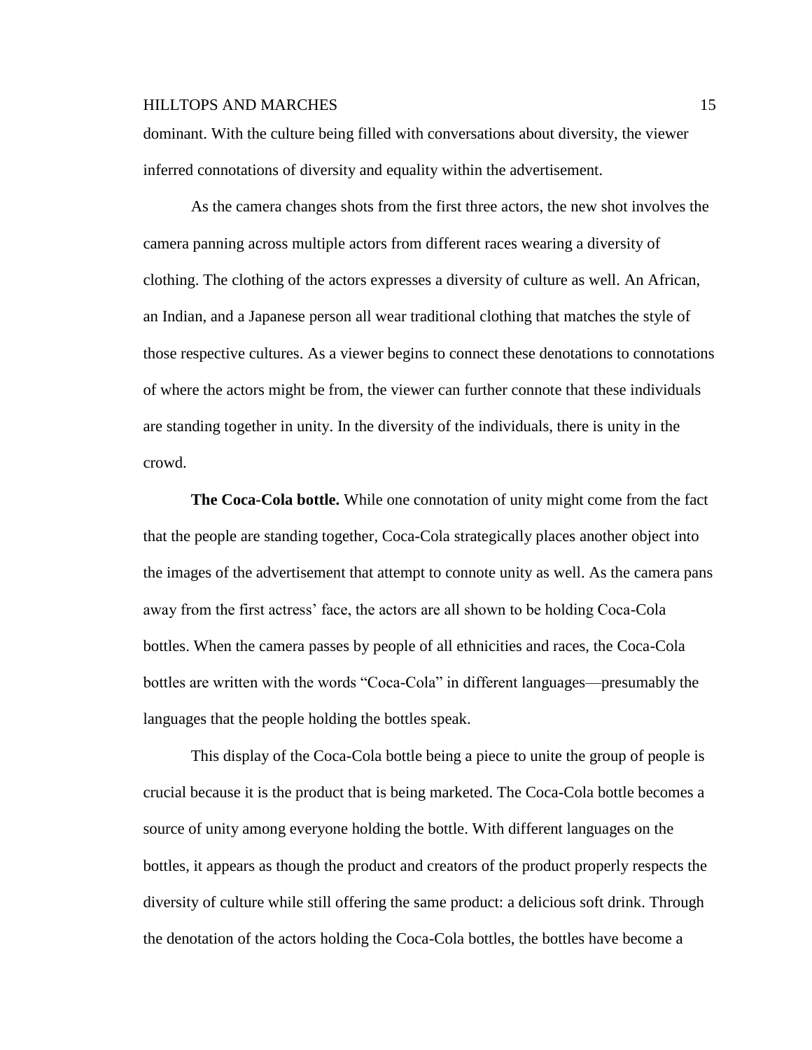dominant. With the culture being filled with conversations about diversity, the viewer inferred connotations of diversity and equality within the advertisement.

As the camera changes shots from the first three actors, the new shot involves the camera panning across multiple actors from different races wearing a diversity of clothing. The clothing of the actors expresses a diversity of culture as well. An African, an Indian, and a Japanese person all wear traditional clothing that matches the style of those respective cultures. As a viewer begins to connect these denotations to connotations of where the actors might be from, the viewer can further connote that these individuals are standing together in unity. In the diversity of the individuals, there is unity in the crowd.

**The Coca-Cola bottle.** While one connotation of unity might come from the fact that the people are standing together, Coca-Cola strategically places another object into the images of the advertisement that attempt to connote unity as well. As the camera pans away from the first actress' face, the actors are all shown to be holding Coca-Cola bottles. When the camera passes by people of all ethnicities and races, the Coca-Cola bottles are written with the words "Coca-Cola" in different languages—presumably the languages that the people holding the bottles speak.

This display of the Coca-Cola bottle being a piece to unite the group of people is crucial because it is the product that is being marketed. The Coca-Cola bottle becomes a source of unity among everyone holding the bottle. With different languages on the bottles, it appears as though the product and creators of the product properly respects the diversity of culture while still offering the same product: a delicious soft drink. Through the denotation of the actors holding the Coca-Cola bottles, the bottles have become a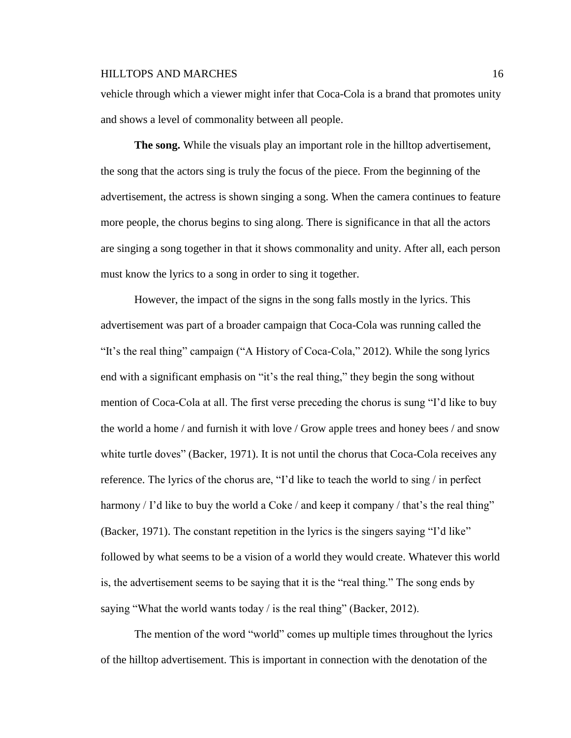vehicle through which a viewer might infer that Coca-Cola is a brand that promotes unity and shows a level of commonality between all people.

**The song.** While the visuals play an important role in the hilltop advertisement, the song that the actors sing is truly the focus of the piece. From the beginning of the advertisement, the actress is shown singing a song. When the camera continues to feature more people, the chorus begins to sing along. There is significance in that all the actors are singing a song together in that it shows commonality and unity. After all, each person must know the lyrics to a song in order to sing it together.

However, the impact of the signs in the song falls mostly in the lyrics. This advertisement was part of a broader campaign that Coca-Cola was running called the "It's the real thing" campaign ("A History of Coca-Cola," 2012). While the song lyrics end with a significant emphasis on "it's the real thing," they begin the song without mention of Coca-Cola at all. The first verse preceding the chorus is sung "I'd like to buy the world a home / and furnish it with love / Grow apple trees and honey bees / and snow white turtle doves" (Backer, 1971). It is not until the chorus that Coca-Cola receives any reference. The lyrics of the chorus are, "I'd like to teach the world to sing / in perfect harmony / I'd like to buy the world a Coke / and keep it company / that's the real thing" (Backer, 1971). The constant repetition in the lyrics is the singers saying "I'd like" followed by what seems to be a vision of a world they would create. Whatever this world is, the advertisement seems to be saying that it is the "real thing." The song ends by saying "What the world wants today / is the real thing" (Backer, 2012).

The mention of the word "world" comes up multiple times throughout the lyrics of the hilltop advertisement. This is important in connection with the denotation of the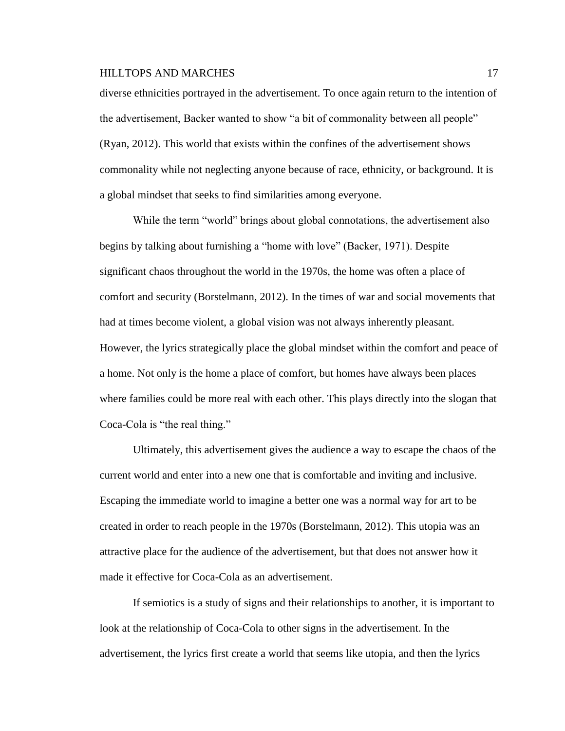diverse ethnicities portrayed in the advertisement. To once again return to the intention of the advertisement, Backer wanted to show "a bit of commonality between all people" (Ryan, 2012). This world that exists within the confines of the advertisement shows commonality while not neglecting anyone because of race, ethnicity, or background. It is a global mindset that seeks to find similarities among everyone.

While the term "world" brings about global connotations, the advertisement also begins by talking about furnishing a "home with love" (Backer, 1971). Despite significant chaos throughout the world in the 1970s, the home was often a place of comfort and security (Borstelmann, 2012). In the times of war and social movements that had at times become violent, a global vision was not always inherently pleasant. However, the lyrics strategically place the global mindset within the comfort and peace of a home. Not only is the home a place of comfort, but homes have always been places where families could be more real with each other. This plays directly into the slogan that Coca-Cola is "the real thing."

Ultimately, this advertisement gives the audience a way to escape the chaos of the current world and enter into a new one that is comfortable and inviting and inclusive. Escaping the immediate world to imagine a better one was a normal way for art to be created in order to reach people in the 1970s (Borstelmann, 2012). This utopia was an attractive place for the audience of the advertisement, but that does not answer how it made it effective for Coca-Cola as an advertisement.

If semiotics is a study of signs and their relationships to another, it is important to look at the relationship of Coca-Cola to other signs in the advertisement. In the advertisement, the lyrics first create a world that seems like utopia, and then the lyrics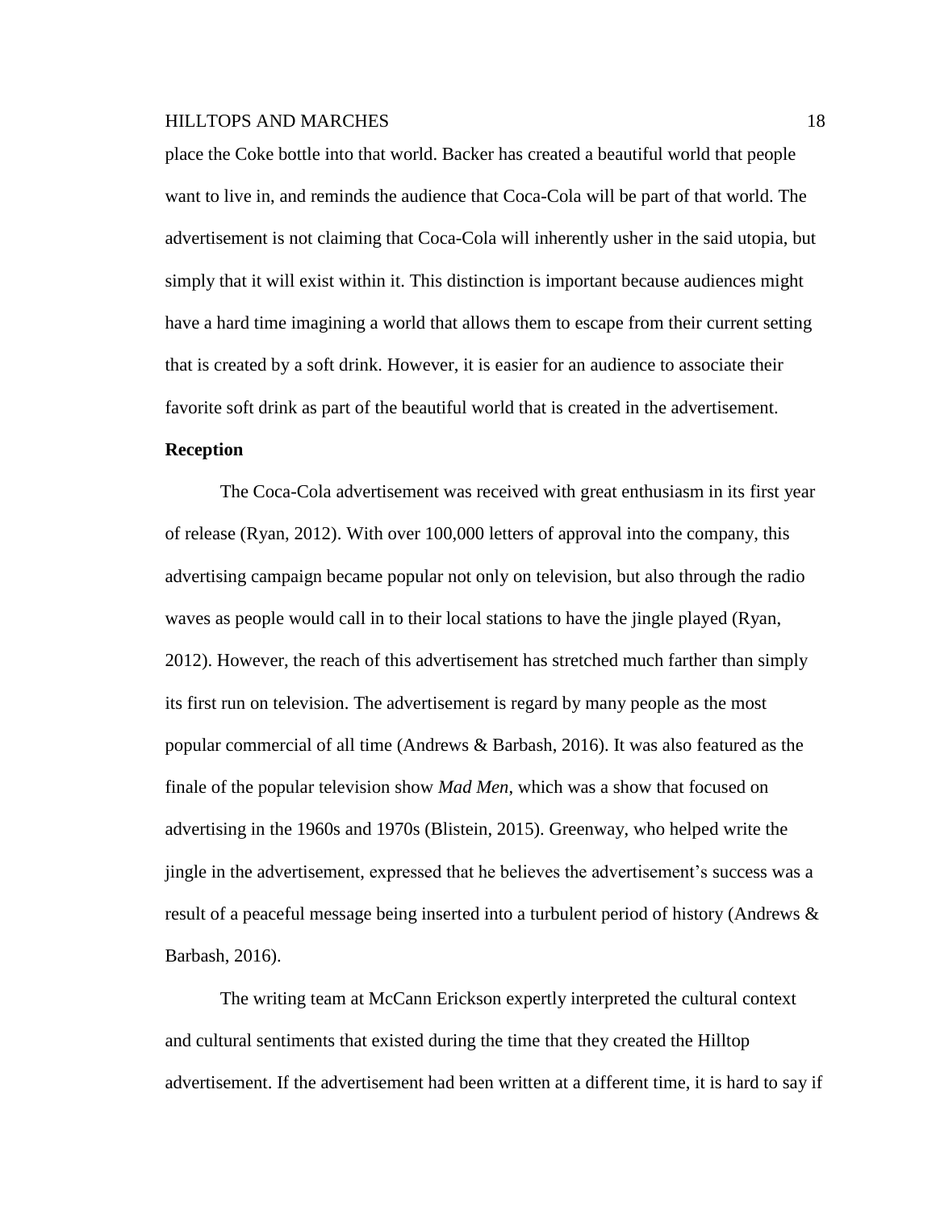place the Coke bottle into that world. Backer has created a beautiful world that people want to live in, and reminds the audience that Coca-Cola will be part of that world. The advertisement is not claiming that Coca-Cola will inherently usher in the said utopia, but simply that it will exist within it. This distinction is important because audiences might have a hard time imagining a world that allows them to escape from their current setting that is created by a soft drink. However, it is easier for an audience to associate their favorite soft drink as part of the beautiful world that is created in the advertisement.

**Reception**

The Coca-Cola advertisement was received with great enthusiasm in its first year of release (Ryan, 2012). With over 100,000 letters of approval into the company, this advertising campaign became popular not only on television, but also through the radio waves as people would call in to their local stations to have the jingle played (Ryan, 2012). However, the reach of this advertisement has stretched much farther than simply its first run on television. The advertisement is regard by many people as the most popular commercial of all time (Andrews & Barbash, 2016). It was also featured as the finale of the popular television show *Mad Men*, which was a show that focused on advertising in the 1960s and 1970s (Blistein, 2015). Greenway, who helped write the jingle in the advertisement, expressed that he believes the advertisement's success was a result of a peaceful message being inserted into a turbulent period of history (Andrews & Barbash, 2016).

The writing team at McCann Erickson expertly interpreted the cultural context and cultural sentiments that existed during the time that they created the Hilltop advertisement. If the advertisement had been written at a different time, it is hard to say if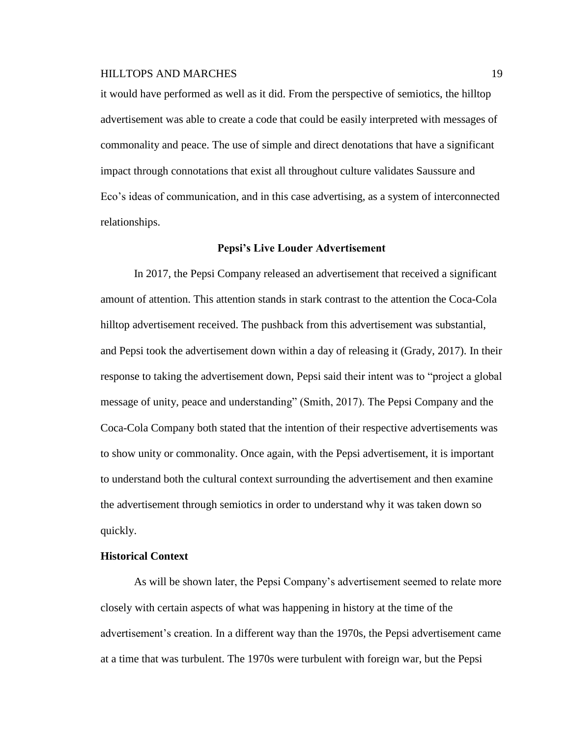it would have performed as well as it did. From the perspective of semiotics, the hilltop advertisement was able to create a code that could be easily interpreted with messages of commonality and peace. The use of simple and direct denotations that have a significant impact through connotations that exist all throughout culture validates Saussure and Eco's ideas of communication, and in this case advertising, as a system of interconnected relationships.

## Pepsi's Live Louder Advertisement

In 2017, the Pepsi Company released an advertisement that received a significant amount of attention. This attention stands in stark contrast to the attention the Coca-Cola hilltop advertisement received. The pushback from this advertisement was substantial, and Pepsi took the advertisement down within a day of releasing it (Grady, 2017). In their response to taking the advertisement down, Pepsi said their intent was to "project a global message of unity, peace and understanding" (Smith, 2017). The Pepsi Company and the Coca-Cola Company both stated that the intention of their respective advertisements was to show unity or commonality. Once again, with the Pepsi advertisement, it is important to understand both the cultural context surrounding the advertisement and then examine the advertisement through semiotics in order to understand why it was taken down so quickly.

### Historical Context

As will be shown later, the Pepsi Company's advertisement seemed to relate more closely with certain aspects of what was happening in history at the time of the advertisement's creation. In a different way than the 1970s, the Pepsi advertisement came at a time that was turbulent. The 1970s were turbulent with foreign war, but the Pepsi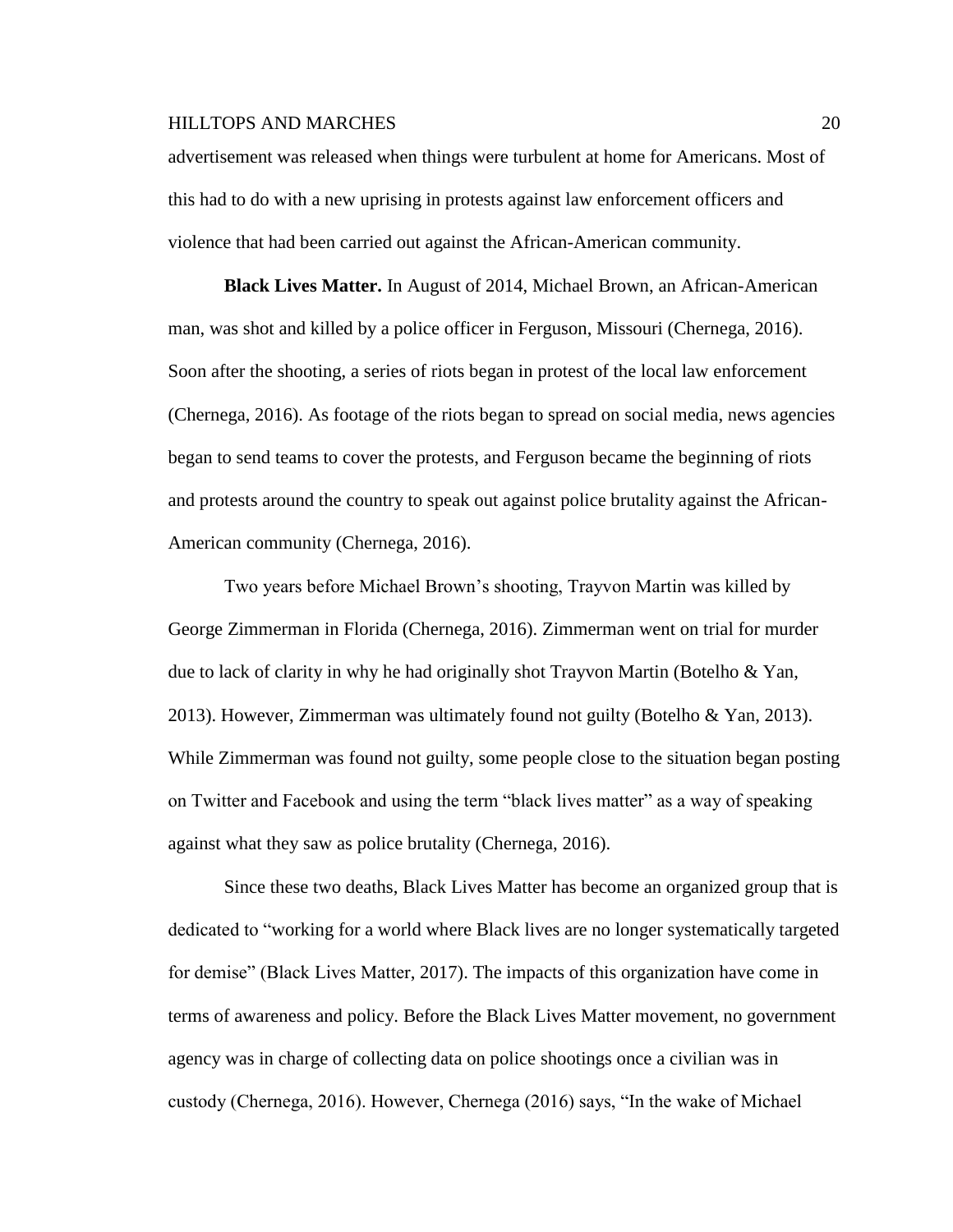advertisement was released when things were turbulent at home for Americans. Most of this had to do with a new uprising in protests against law enforcement officers and violence that had been carried out against the African-American community.

**Black Lives Matter.** In August of 2014, Michael Brown, an African-American man, was shot and killed by a police officer in Ferguson, Missouri (Chernega, 2016). Soon after the shooting, a series of riots began in protest of the local law enforcement (Chernega, 2016). As footage of the riots began to spread on social media, news agencies began to send teams to cover the protests, and Ferguson became the beginning of riots and protests around the country to speak out against police brutality against the African-American community (Chernega, 2016).

Two years before Michael Brown's shooting, Trayvon Martin was killed by George Zimmerman in Florida (Chernega, 2016). Zimmerman went on trial for murder due to lack of clarity in why he had originally shot Trayvon Martin (Botelho & Yan, 2013). However, Zimmerman was ultimately found not guilty (Botelho & Yan, 2013). While Zimmerman was found not guilty, some people close to the situation began posting on Twitter and Facebook and using the term "black lives matter" as a way of speaking against what they saw as police brutality (Chernega, 2016).

Since these two deaths, Black Lives Matter has become an organized group that is dedicated to "working for a world where Black lives are no longer systematically targeted for demise" (Black Lives Matter, 2017). The impacts of this organization have come in terms of awareness and policy. Before the Black Lives Matter movement, no government agency was in charge of collecting data on police shootings once a civilian was in custody (Chernega, 2016). However, Chernega (2016) says, "In the wake of Michael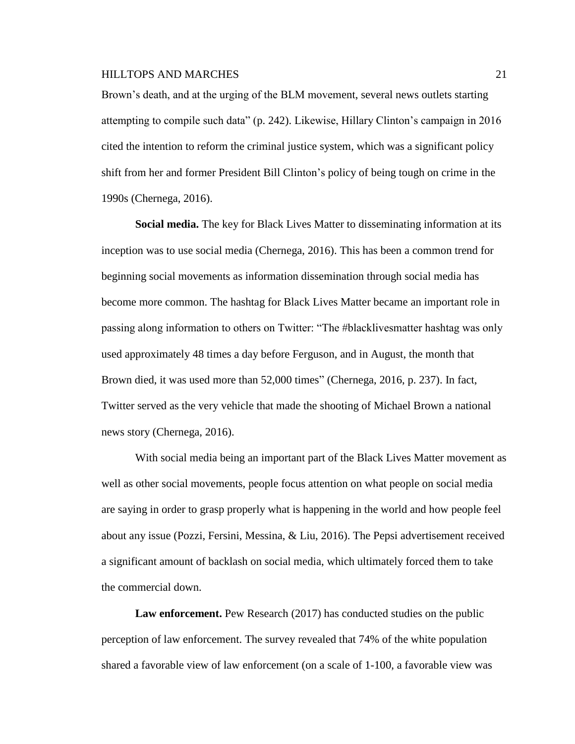Brown's death, and at the urging of the BLM movement, several news outlets starting attempting to compile such data" (p. 242). Likewise, Hillary Clinton's campaign in 2016 cited the intention to reform the criminal justice system, which was a significant policy shift from her and former President Bill Clinton's policy of being tough on crime in the 1990s (Chernega, 2016).

**Social media.** The key for Black Lives Matter to disseminating information at its inception was to use social media (Chernega, 2016). This has been a common trend for beginning social movements as information dissemination through social media has become more common. The hashtag for Black Lives Matter became an important role in passing along information to others on Twitter: "The #blacklivesmatter hashtag was only used approximately 48 times a day before Ferguson, and in August, the month that Brown died, it was used more than 52,000 times" (Chernega, 2016, p. 237). In fact, Twitter served as the very vehicle that made the shooting of Michael Brown a national news story (Chernega, 2016).

With social media being an important part of the Black Lives Matter movement as well as other social movements, people focus attention on what people on social media are saying in order to grasp properly what is happening in the world and how people feel about any issue (Pozzi, Fersini, Messina, & Liu, 2016). The Pepsi advertisement received a significant amount of backlash on social media, which ultimately forced them to take the commercial down.

**Law enforcement.** Pew Research (2017) has conducted studies on the public perception of law enforcement. The survey revealed that 74% of the white population shared a favorable view of law enforcement (on a scale of 1-100, a favorable view was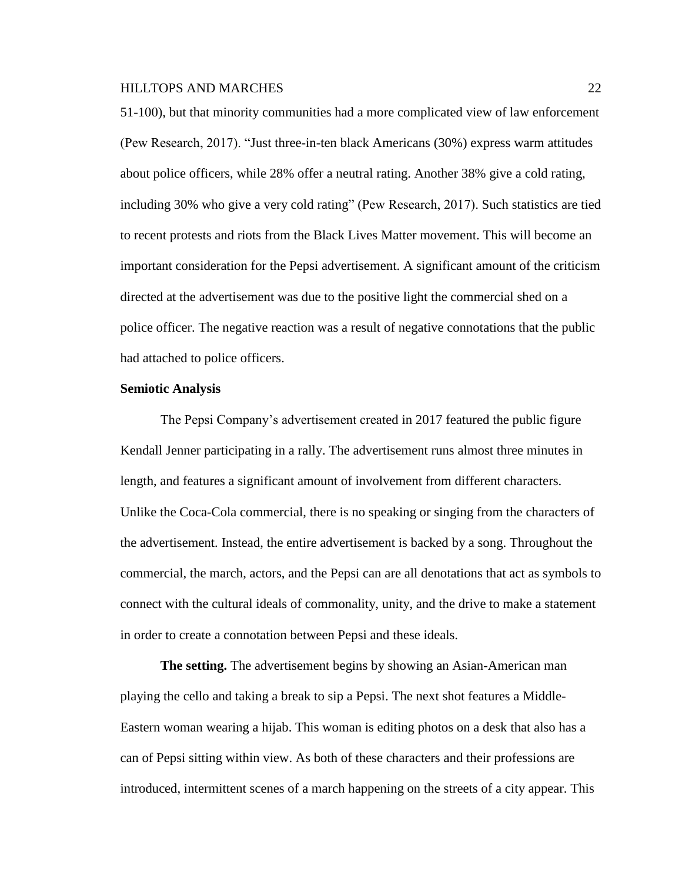51-100), but that minority communities had a more complicated view of law enforcement (Pew Research, 2017). "Just three-in-ten black Americans (30%) express warm attitudes about police officers, while 28% offer a neutral rating. Another 38% give a cold rating, including 30% who give a very cold rating" (Pew Research, 2017). Such statistics are tied to recent protests and riots from the Black Lives Matter movement. This will become an important consideration for the Pepsi advertisement. A significant amount of the criticism directed at the advertisement was due to the positive light the commercial shed on a police officer. The negative reaction was a result of negative connotations that the public had attached to police officers.

## Semiotic Analysis

The Pepsi Company's advertisement created in 2017 featured the public figure Kendall Jenner participating in a rally. The advertisement runs almost three minutes in length, and features a significant amount of involvement from different characters. Unlike the Coca-Cola commercial, there is no speaking or singing from the characters of the advertisement. Instead, the entire advertisement is backed by a song. Throughout the commercial, the march, actors, and the Pepsi can are all denotations that act as symbols to connect with the cultural ideals of commonality, unity, and the drive to make a statement in order to create a connotation between Pepsi and these ideals.

**The setting.** The advertisement begins by showing an Asian-American man playing the cello and taking a break to sip a Pepsi. The next shot features a Middle-Eastern woman wearing a hijab. This woman is editing photos on a desk that also has a can of Pepsi sitting within view. As both of these characters and their professions are introduced, intermittent scenes of a march happening on the streets of a city appear. This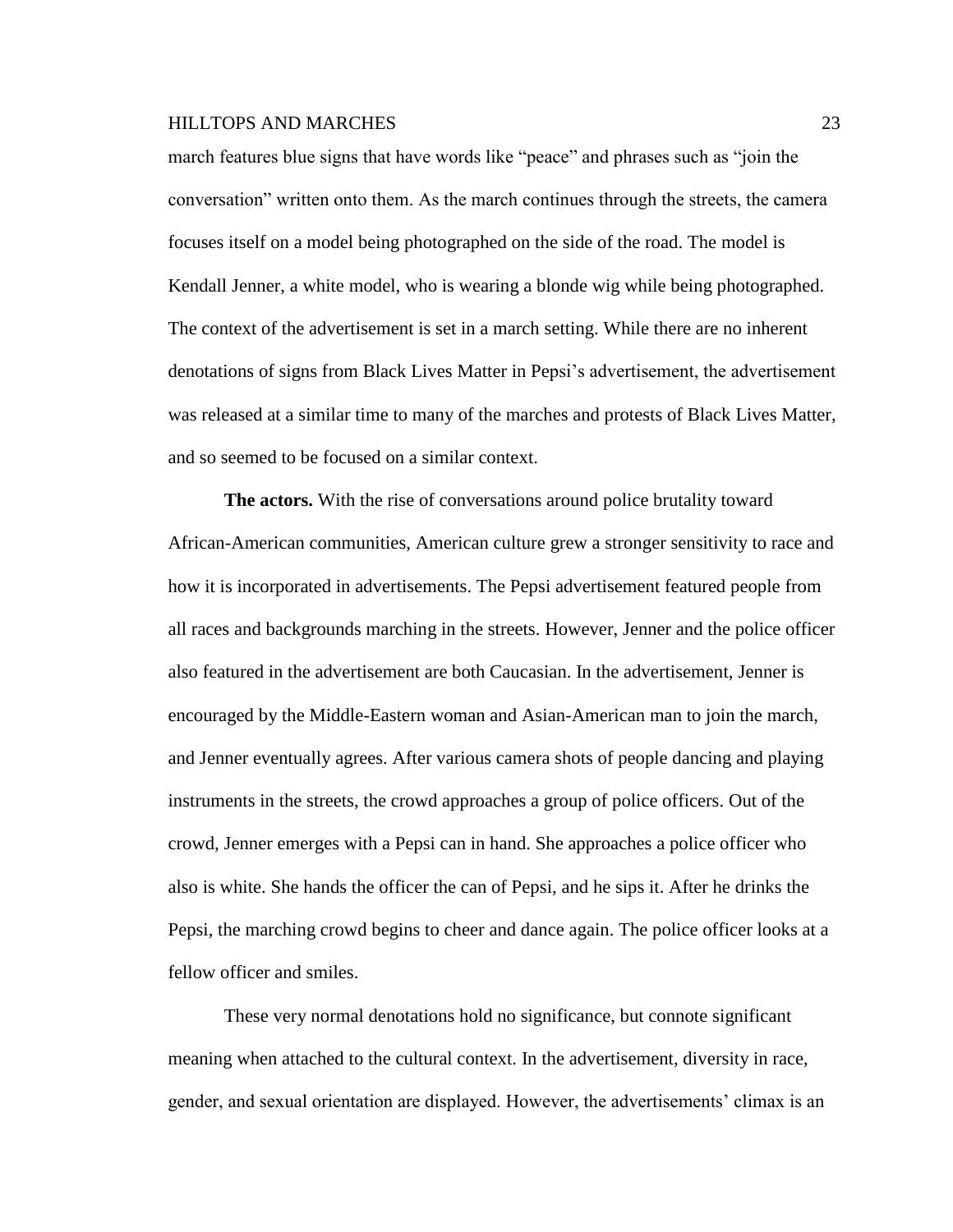march features blue signs that have words like "peace" and phrases such as "join the conversation" written onto them. As the march continues through the streets, the camera focuses itself on a model being photographed on the side of the road. The model is Kendall Jenner, a white model, who is wearing a blonde wig while being photographed. The context of the advertisement is set in a march setting. While there are no inherent denotations of signs from Black Lives Matter in Pepsi's advertisement, the advertisement was released at a similar time to many of the marches and protests of Black Lives Matter, and so seemed to be focused on a similar context.

**The actors.** With the rise of conversations around police brutality toward African-American communities, American culture grew a stronger sensitivity to race and how it is incorporated in advertisements. The Pepsi advertisement featured people from all races and backgrounds marching in the streets. However, Jenner and the police officer also featured in the advertisement are both Caucasian. In the advertisement, Jenner is encouraged by the Middle-Eastern woman and Asian-American man to join the march, and Jenner eventually agrees. After various camera shots of people dancing and playing instruments in the streets, the crowd approaches a group of police officers. Out of the crowd, Jenner emerges with a Pepsi can in hand. She approaches a police officer who also is white. She hands the officer the can of Pepsi, and he sips it. After he drinks the Pepsi, the marching crowd begins to cheer and dance again. The police officer looks at a fellow officer and smiles.

These very normal denotations hold no significance, but connote significant meaning when attached to the cultural context. In the advertisement, diversity in race, gender, and sexual orientation are displayed. However, the advertisements' climax is an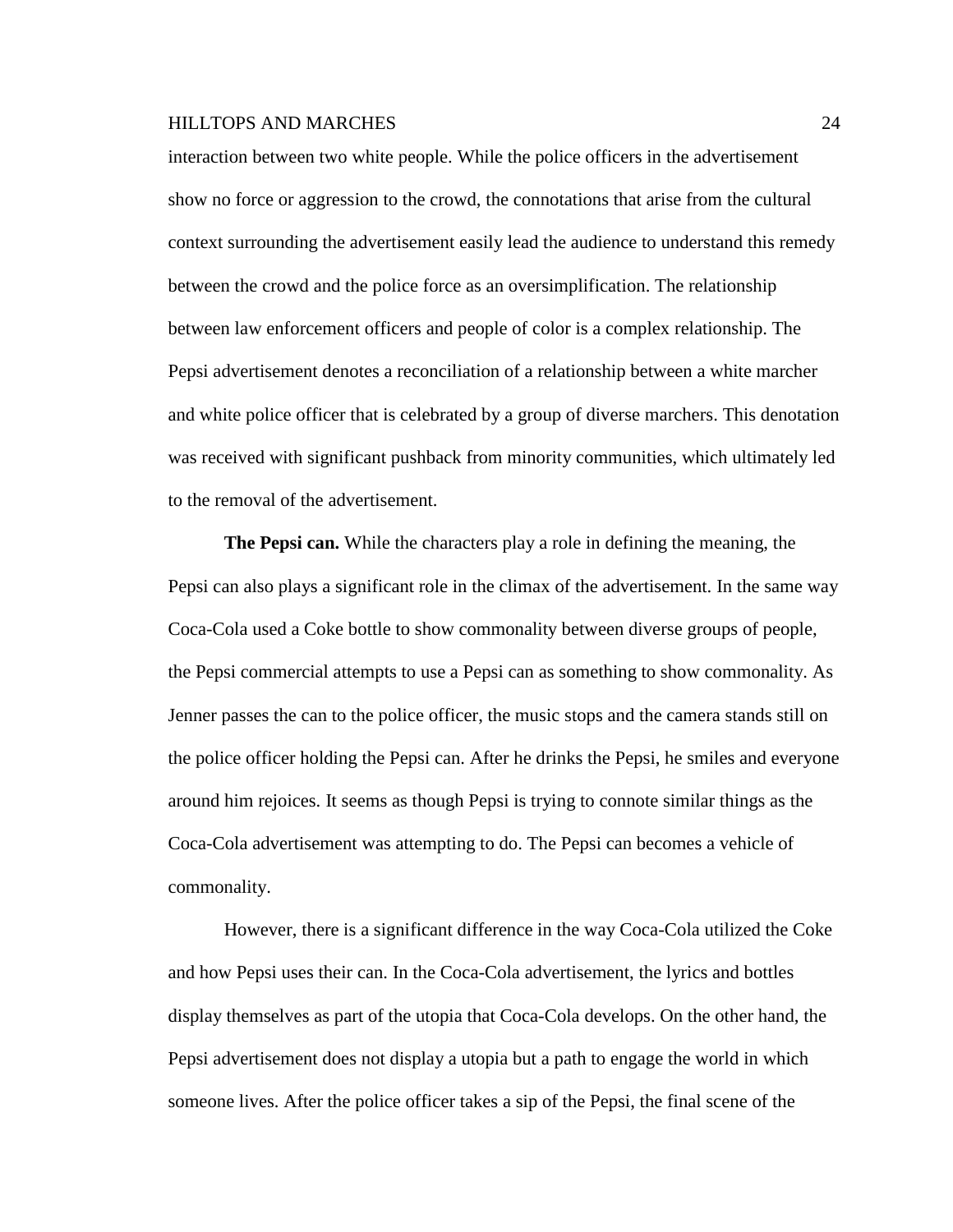interaction between two white people. While the police officers in the advertisement show no force or aggression to the crowd, the connotations that arise from the cultural context surrounding the advertisement easily lead the audience to understand this remedy between the crowd and the police force as an oversimplification. The relationship between law enforcement officers and people of color is a complex relationship. The Pepsi advertisement denotes a reconciliation of a relationship between a white marcher and white police officer that is celebrated by a group of diverse marchers. This denotation was received with significant pushback from minority communities, which ultimately led to the removal of the advertisement.

**The Pepsi can.** While the characters play a role in defining the meaning, the Pepsi can also plays a significant role in the climax of the advertisement. In the same way Coca-Cola used a Coke bottle to show commonality between diverse groups of people, the Pepsi commercial attempts to use a Pepsi can as something to show commonality. As Jenner passes the can to the police officer, the music stops and the camera stands still on the police officer holding the Pepsi can. After he drinks the Pepsi, he smiles and everyone around him rejoices. It seems as though Pepsi is trying to connote similar things as the Coca-Cola advertisement was attempting to do. The Pepsi can becomes a vehicle of commonality.

However, there is a significant difference in the way Coca-Cola utilized the Coke and how Pepsi uses their can. In the Coca-Cola advertisement, the lyrics and bottles display themselves as part of the utopia that Coca-Cola develops. On the other hand, the Pepsi advertisement does not display a utopia but a path to engage the world in which someone lives. After the police officer takes a sip of the Pepsi, the final scene of the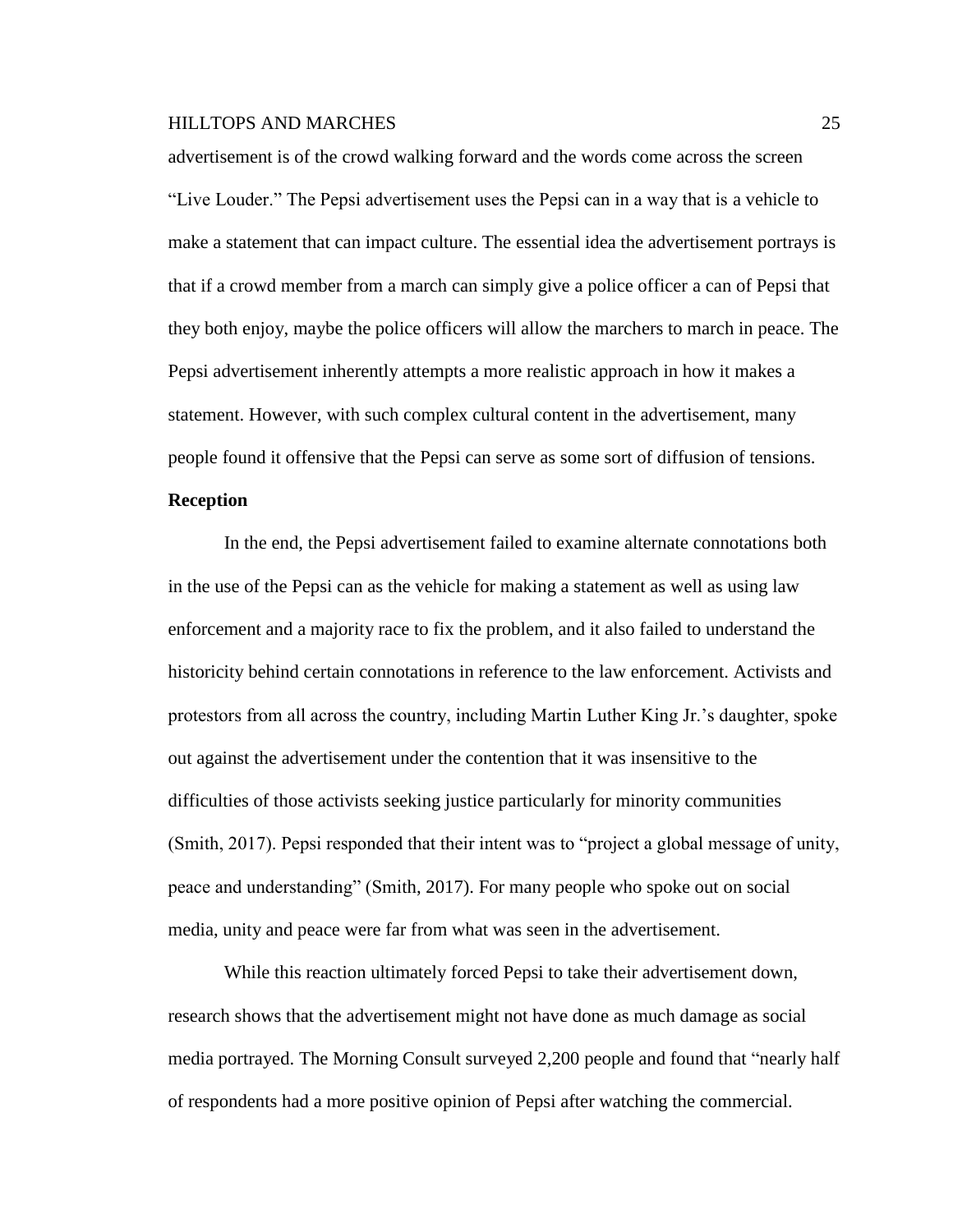advertisement is of the crowd walking forward and the words come across the screen "Live Louder." The Pepsi advertisement uses the Pepsi can in a way that is a vehicle to make a statement that can impact culture. The essential idea the advertisement portrays is that if a crowd member from a march can simply give a police officer a can of Pepsi that they both enjoy, maybe the police officers will allow the marchers to march in peace. The Pepsi advertisement inherently attempts a more realistic approach in how it makes a statement. However, with such complex cultural content in the advertisement, many people found it offensive that the Pepsi can serve as some sort of diffusion of tensions.

**Reception**

In the end, the Pepsi advertisement failed to examine alternate connotations both in the use of the Pepsi can as the vehicle for making a statement as well as using law enforcement and a majority race to fix the problem, and it also failed to understand the historicity behind certain connotations in reference to the law enforcement. Activists and protestors from all across the country, including Martin Luther King Jr.'s daughter, spoke out against the advertisement under the contention that it was insensitive to the difficulties of those activists seeking justice particularly for minority communities (Smith, 2017). Pepsi responded that their intent was to "project a global message of unity, peace and understanding" (Smith, 2017). For many people who spoke out on social media, unity and peace were far from what was seen in the advertisement.

While this reaction ultimately forced Pepsi to take their advertisement down, research shows that the advertisement might not have done as much damage as social media portrayed. The Morning Consult surveyed 2,200 people and found that "nearly half of respondents had a more positive opinion of Pepsi after watching the commercial.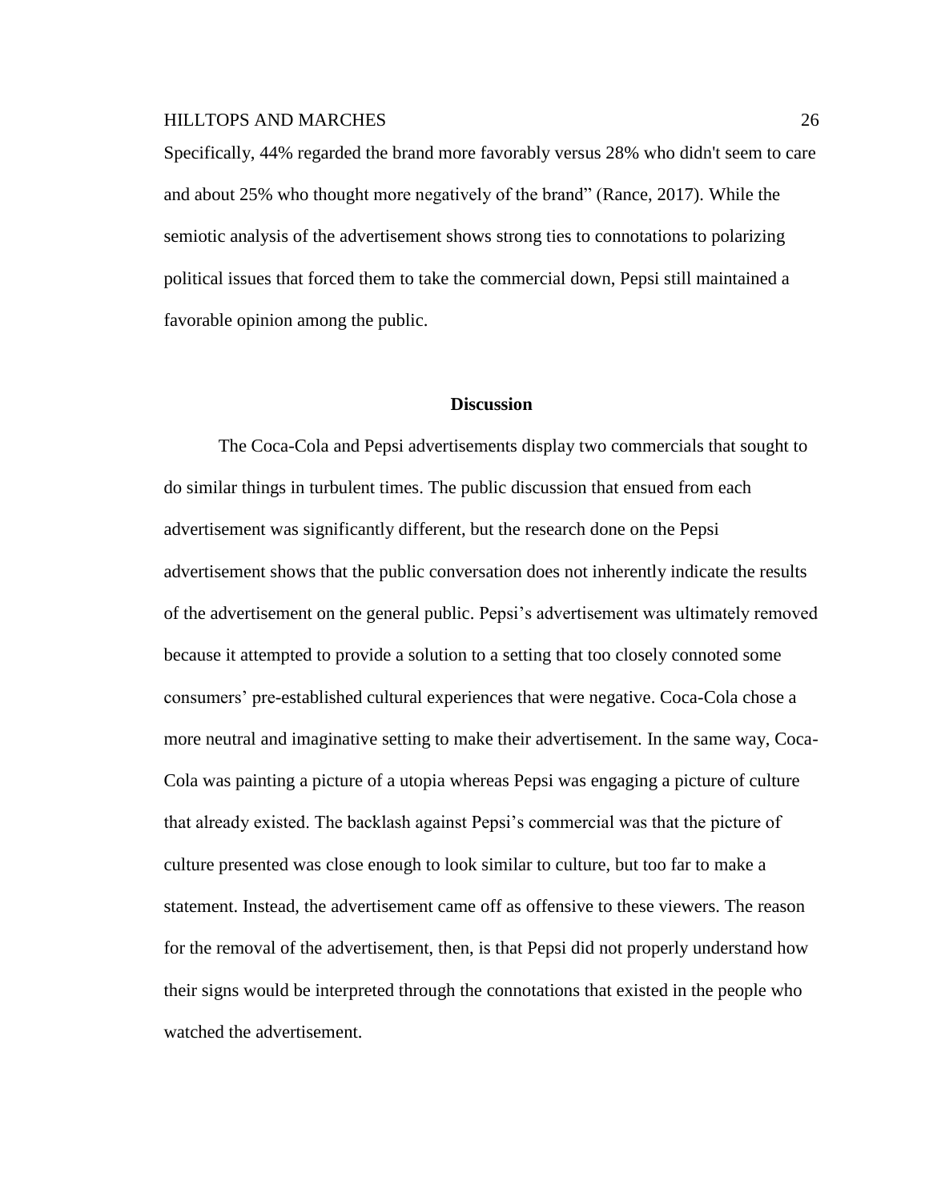Specifically, 44% regarded the brand more favorably versus 28% who didn't seem to care and about 25% who thought more negatively of the brand" (Rance, 2017). While the semiotic analysis of the advertisement shows strong ties to connotations to polarizing political issues that forced them to take the commercial down, Pepsi still maintained a favorable opinion among the public.

## Discussion

The Coca-Cola and Pepsi advertisements display two commercials that sought to do similar things in turbulent times. The public discussion that ensued from each advertisement was significantly different, but the research done on the Pepsi advertisement shows that the public conversation does not inherently indicate the results of the advertisement on the general public. Pepsi's advertisement was ultimately removed because it attempted to provide a solution to a setting that too closely connoted some consumers' pre-established cultural experiences that were negative. Coca-Cola chose a more neutral and imaginative setting to make their advertisement. In the same way, Coca-Cola was painting a picture of a utopia whereas Pepsi was engaging a picture of culture that already existed. The backlash against Pepsi's commercial was that the picture of culture presented was close enough to look similar to culture, but too far to make a statement. Instead, the advertisement came off as offensive to these viewers. The reason for the removal of the advertisement, then, is that Pepsi did not properly understand how their signs would be interpreted through the connotations that existed in the people who watched the advertisement.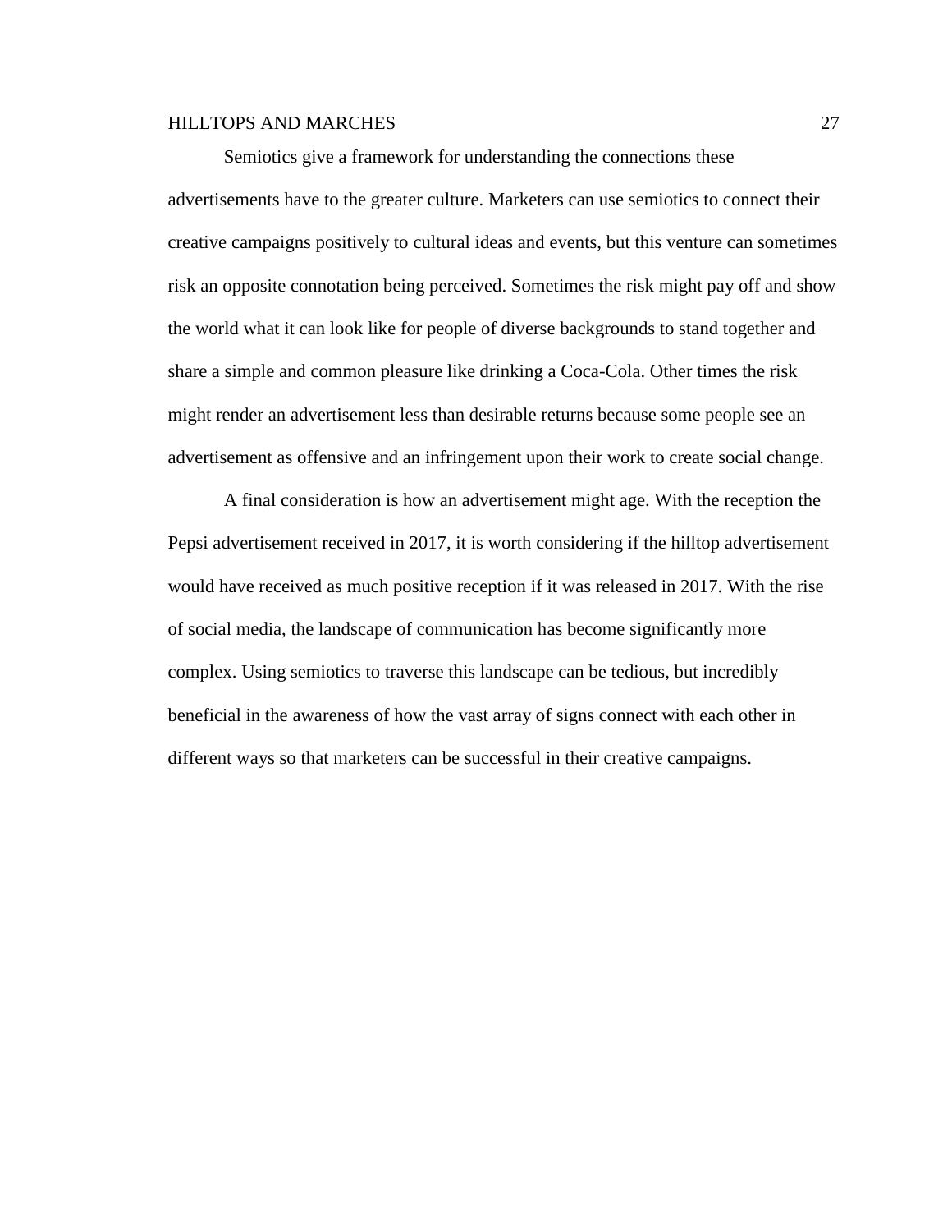Semiotics give a framework for understanding the connections these advertisements have to the greater culture. Marketers can use semiotics to connect their creative campaigns positively to cultural ideas and events, but this venture can sometimes risk an opposite connotation being perceived. Sometimes the risk might pay off and show the world what it can look like for people of diverse backgrounds to stand together and share a simple and common pleasure like drinking a Coca-Cola. Other times the risk might render an advertisement less than desirable returns because some people see an advertisement as offensive and an infringement upon their work to create social change.

A final consideration is how an advertisement might age. With the reception the Pepsi advertisement received in 2017, it is worth considering if the hilltop advertisement would have received as much positive reception if it was released in 2017. With the rise of social media, the landscape of communication has become significantly more complex. Using semiotics to traverse this landscape can be tedious, but incredibly beneficial in the awareness of how the vast array of signs connect with each other in different ways so that marketers can be successful in their creative campaigns.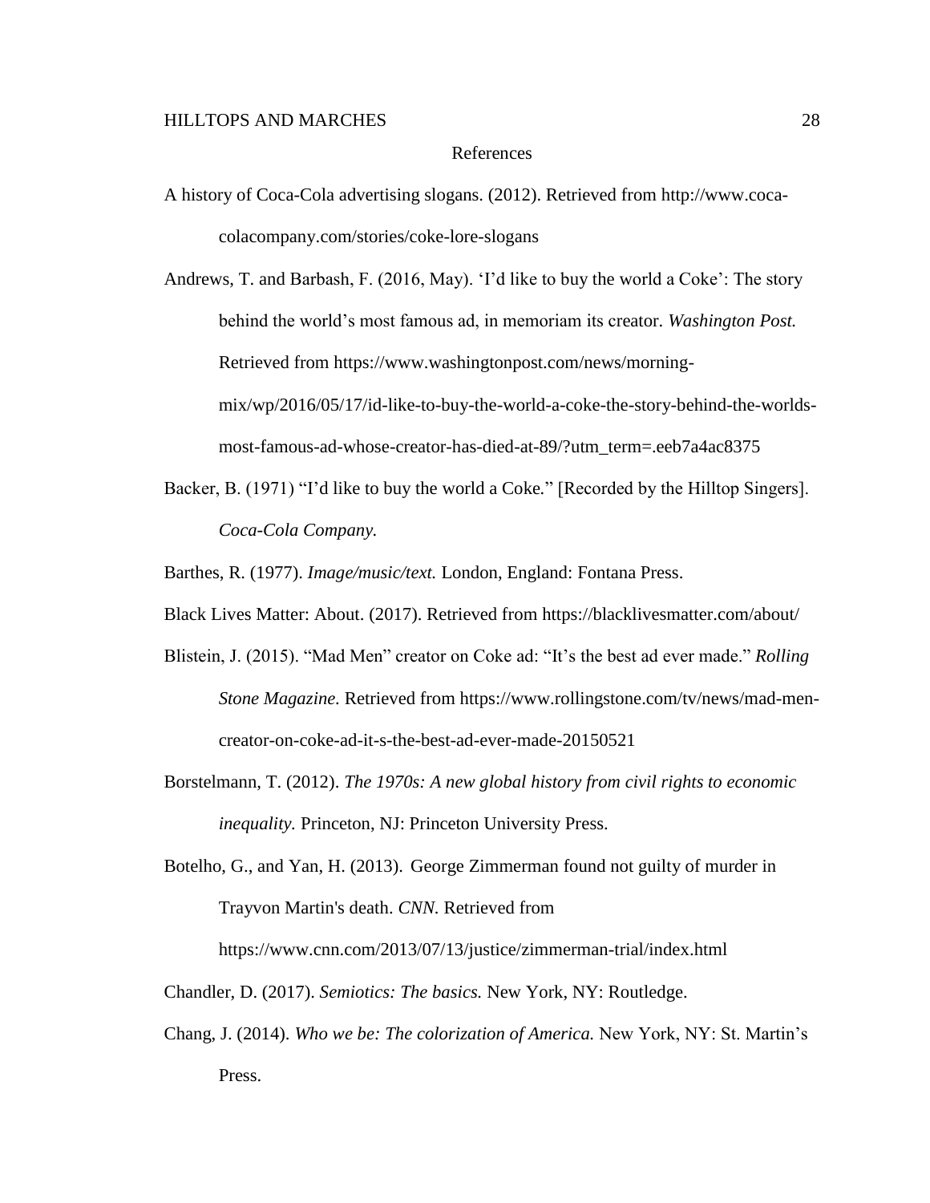# References

A history of Coca-Cola advertising slogans. (2012). Retrieved from http://www.coca-colacompany.com/stories/coke-lore-slogans

Andrews, T. and Barbash, F. (2016, May). 'I'd like to buy the world a Coke': The story behind the world's most famous ad, in memoriam its creator. *Washington Post.* Retrieved from https://www.washingtonpost.com/news/morning-mix/wp/2016/05/17/id-like-to-buy-the-world-a-coke-the-story-behind-the-worlds-most-famous-ad-whose-creator-has-died-at-89/?utm_term=.eeb7a4ac8375

Backer, B. (1971) "I'd like to buy the world a Coke." [Recorded by the Hilltop Singers]. *Coca-Cola Company.*

Barthes, R. (1977). *Image/music/text.* London, England: Fontana Press.

Black Lives Matter: About. (2017). Retrieved from https://blacklivesmatter.com/about/

Blistein, J. (2015). "Mad Men" creator on Coke ad: "It's the best ad ever made." *Rolling Stone Magazine.* Retrieved from https://www.rollingstone.com/tv/news/mad-men-creator-on-coke-ad-it-s-the-best-ad-ever-made-20150521

Borstelmann, T. (2012). *The 1970s: A new global history from civil rights to economic inequality.* Princeton, NJ: Princeton University Press.

Botelho, G., and Yan, H. (2013). George Zimmerman found not guilty of murder in Trayvon Martin's death. *CNN.* Retrieved from https://www.cnn.com/2013/07/13/justice/zimmerman-trial/index.html

Chandler, D. (2017). *Semiotics: The basics.* New York, NY: Routledge.

Chang, J. (2014). *Who we be: The colorization of America.* New York, NY: St. Martin's Press.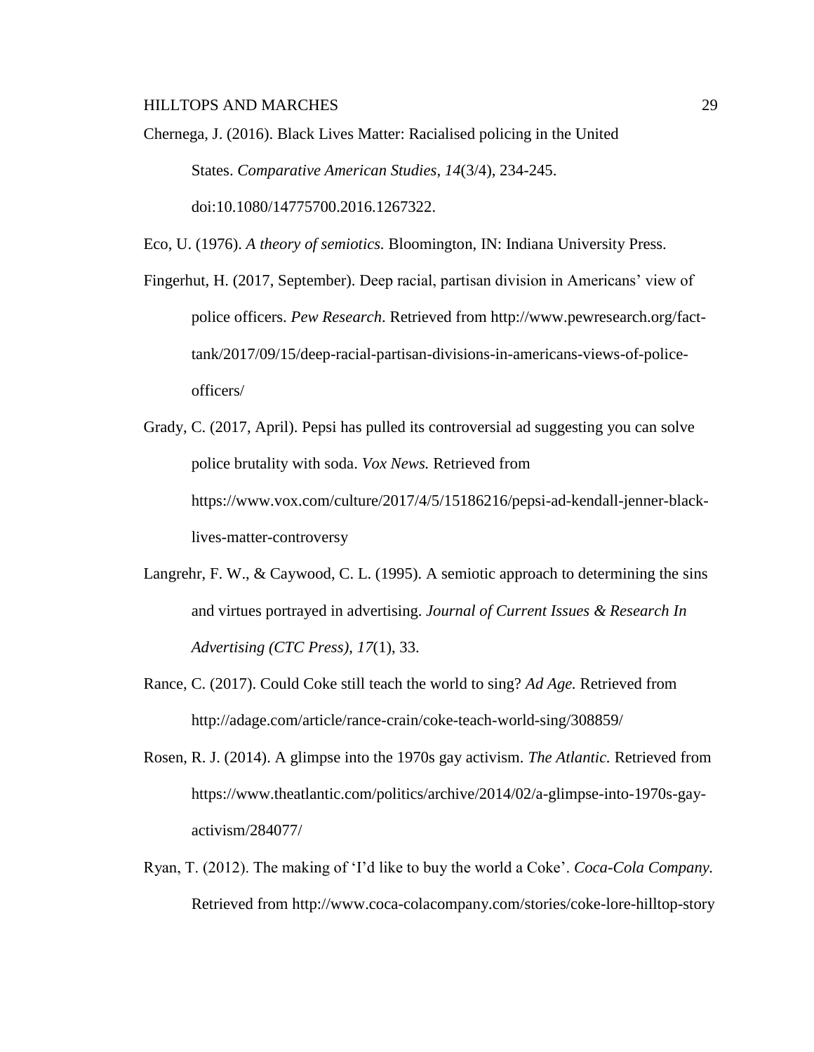Chernega, J. (2016). Black Lives Matter: Racialised policing in the United States. *Comparative American Studies*, *14*(3/4), 234-245. doi:10.1080/14775700.2016.1267322.

Eco, U. (1976). *A theory of semiotics.* Bloomington, IN: Indiana University Press.

Fingerhut, H. (2017, September). Deep racial, partisan division in Americans' view of police officers. *Pew Research*. Retrieved from http://www.pewresearch.org/fact-tank/2017/09/15/deep-racial-partisan-divisions-in-americans-views-of-police-officers/

Grady, C. (2017, April). Pepsi has pulled its controversial ad suggesting you can solve police brutality with soda. *Vox News.* Retrieved from https://www.vox.com/culture/2017/4/5/15186216/pepsi-ad-kendall-jenner-black-lives-matter-controversy

Langrehr, F. W., & Caywood, C. L. (1995). A semiotic approach to determining the sins and virtues portrayed in advertising. *Journal of Current Issues & Research In Advertising (CTC Press)*, *17*(1), 33.

Rance, C. (2017). Could Coke still teach the world to sing? *Ad Age.* Retrieved from http://adage.com/article/rance-crain/coke-teach-world-sing/308859/

Rosen, R. J. (2014). A glimpse into the 1970s gay activism. *The Atlantic.* Retrieved from https://www.theatlantic.com/politics/archive/2014/02/a-glimpse-into-1970s-gay-activism/284077/

Ryan, T. (2012). The making of 'I'd like to buy the world a Coke'. *Coca-Cola Company.* Retrieved from http://www.coca-colacompany.com/stories/coke-lore-hilltop-story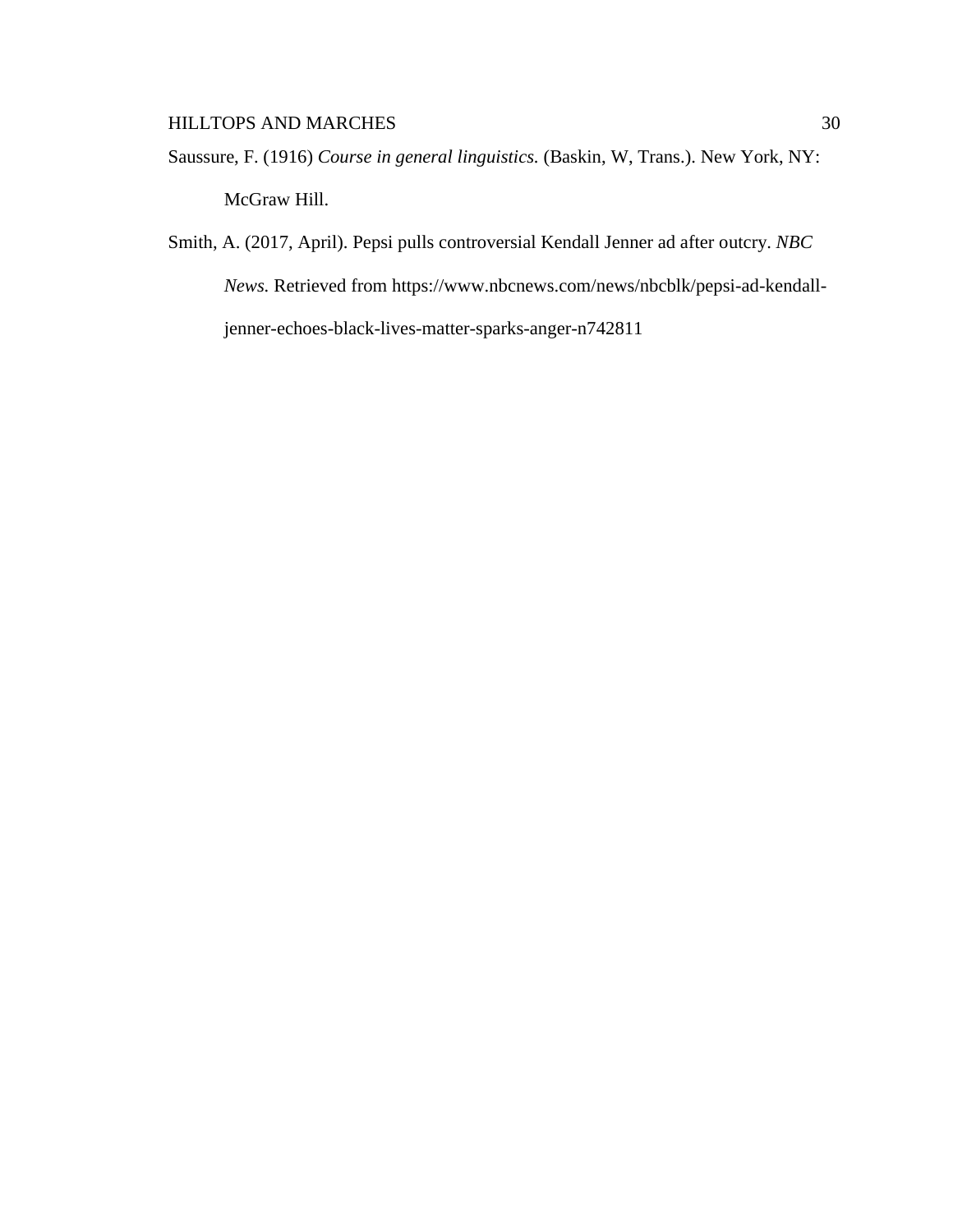Saussure, F. (1916) *Course in general linguistics.* (Baskin, W, Trans.). New York, NY: McGraw Hill.

Smith, A. (2017, April). Pepsi pulls controversial Kendall Jenner ad after outcry. *NBC News.* Retrieved from https://www.nbcnews.com/news/nbcblk/pepsi-ad-kendall-jenner-echoes-black-lives-matter-sparks-anger-n742811